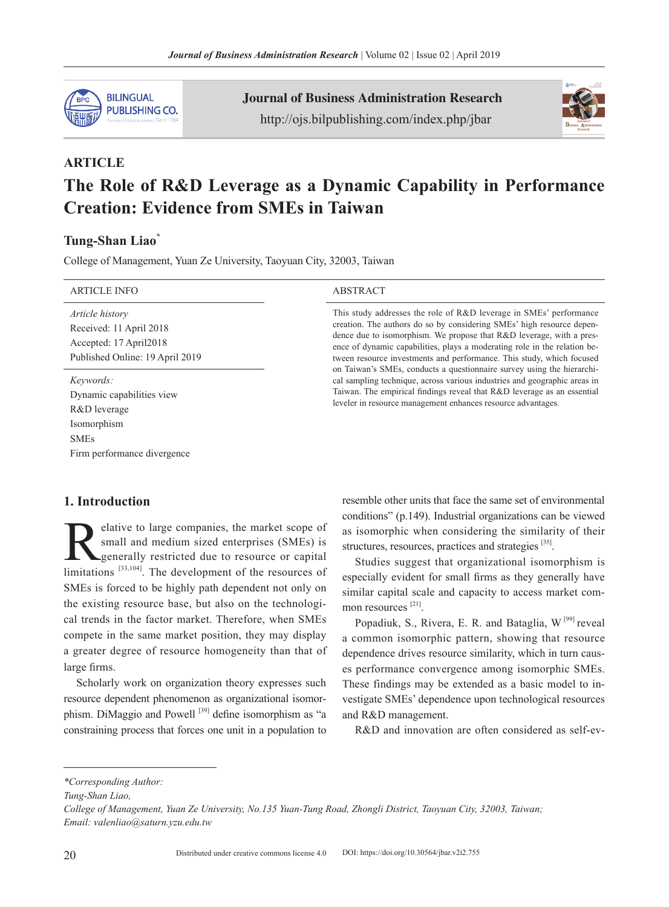ARTICLE

# The Role of R&D Leverage as a Dynamic Capability in Performance Creation: Evidence from SMEs in Taiwan

**Tung-Shan Liao***

College of Management, Yuan Ze University, Taoyuan City, 32003, Taiwan

| ARTICLE INFO |
| --- |
| *Article history*<br>Received: 11 April 2018<br>Accepted: 17 April2018<br>Published Online: 19 April 2019 |
| *Keywords:*<br>Dynamic capabilities view<br>R&D leverage<br>Isomorphism<br>SMEs<br>Firm performance divergence |

## ABSTRACT

This study addresses the role of R&D leverage in SMEs' performance creation. The authors do so by considering SMEs' high resource dependence due to isomorphism. We propose that R&D leverage, with a presence of dynamic capabilities, plays a moderating role in the relation between resource investments and performance. This study, which focused on Taiwan's SMEs, conducts a questionnaire survey using the hierarchical sampling technique, across various industries and geographic areas in Taiwan. The empirical findings reveal that R&D leverage as an essential leveler in resource management enhances resource advantages.

## 1. Introduction

Relative to large companies, the market scope of small and medium sized enterprises (SMEs) is generally restricted due to resource or capital limitations [33,104]. The development of the resources of SMEs is forced to be highly path dependent not only on the existing resource base, but also on the technological trends in the factor market. Therefore, when SMEs compete in the same market position, they may display a greater degree of resource homogeneity than that of large firms.

Scholarly work on organization theory expresses such resource dependent phenomenon as organizational isomorphism. DiMaggio and Powell [39] define isomorphism as "a constraining process that forces one unit in a population to resemble other units that face the same set of environmental conditions" (p.149). Industrial organizations can be viewed as isomorphic when considering the similarity of their structures, resources, practices and strategies [35].

Studies suggest that organizational isomorphism is especially evident for small firms as they generally have similar capital scale and capacity to access market common resources [21].

Popadiuk, S., Rivera, E. R. and Bataglia, W [99] reveal a common isomorphic pattern, showing that resource dependence drives resource similarity, which in turn causes performance convergence among isomorphic SMEs. These findings may be extended as a basic model to investigate SMEs' dependence upon technological resources and R&D management.

R&D and innovation are often considered as self-ev-

---

*Corresponding Author:

Tung-Shan Liao,

College of Management, Yuan Ze University, No.135 Yuan-Tung Road, Zhongli District, Taoyuan City, 32003, Taiwan;

Email: valenliao@saturn.yzu.edu.tw

Distributed under creative commons license 4.0 DOI: https://doi.org/10.30564/jbar.v2i2.755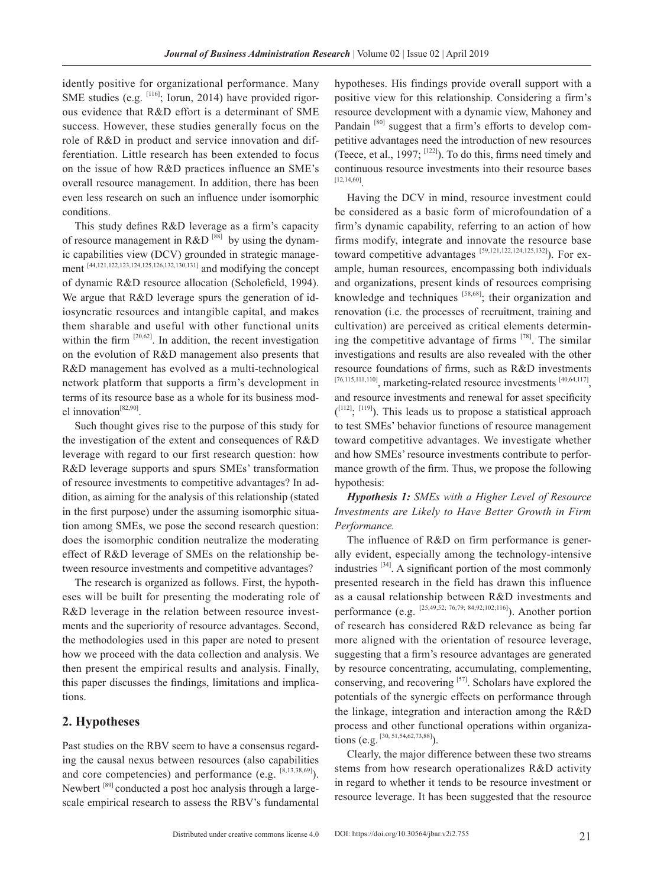idently positive for organizational performance. Many SME studies (e.g. [116]; Iorun, 2014) have provided rigorous evidence that R&D effort is a determinant of SME success. However, these studies generally focus on the role of R&D in product and service innovation and differentiation. Little research has been extended to focus on the issue of how R&D practices influence an SME's overall resource management. In addition, there has been even less research on such an influence under isomorphic conditions.

This study defines R&D leverage as a firm's capacity of resource management in R&D [88] by using the dynamic capabilities view (DCV) grounded in strategic management [44,121,122,123,124,125,126,132,130,131] and modifying the concept of dynamic R&D resource allocation (Scholefield, 1994). We argue that R&D leverage spurs the generation of idiosyncratic resources and intangible capital, and makes them sharable and useful with other functional units within the firm [20,62]. In addition, the recent investigation on the evolution of R&D management also presents that R&D management has evolved as a multi-technological network platform that supports a firm's development in terms of its resource base as a whole for its business model innovation[82,90].

Such thought gives rise to the purpose of this study for the investigation of the extent and consequences of R&D leverage with regard to our first research question: how R&D leverage supports and spurs SMEs' transformation of resource investments to competitive advantages? In addition, as aiming for the analysis of this relationship (stated in the first purpose) under the assuming isomorphic situation among SMEs, we pose the second research question: does the isomorphic condition neutralize the moderating effect of R&D leverage of SMEs on the relationship between resource investments and competitive advantages?

The research is organized as follows. First, the hypotheses will be built for presenting the moderating role of R&D leverage in the relation between resource investments and the superiority of resource advantages. Second, the methodologies used in this paper are noted to present how we proceed with the data collection and analysis. We then present the empirical results and analysis. Finally, this paper discusses the findings, limitations and implications.

## 2. Hypotheses

Past studies on the RBV seem to have a consensus regarding the causal nexus between resources (also capabilities and core competencies) and performance (e.g. [8,13,38,69]). Newbert [89] conducted a post hoc analysis through a large-scale empirical research to assess the RBV's fundamental hypotheses. His findings provide overall support with a positive view for this relationship. Considering a firm's resource development with a dynamic view, Mahoney and Pandain [80] suggest that a firm's efforts to develop competitive advantages need the introduction of new resources (Teece, et al., 1997; [122]). To do this, firms need timely and continuous resource investments into their resource bases [12,14,60].

Having the DCV in mind, resource investment could be considered as a basic form of microfoundation of a firm's dynamic capability, referring to an action of how firms modify, integrate and innovate the resource base toward competitive advantages [59,121,122,124,125,132]). For example, human resources, encompassing both individuals and organizations, present kinds of resources comprising knowledge and techniques [58,68]; their organization and renovation (i.e. the processes of recruitment, training and cultivation) are perceived as critical elements determining the competitive advantage of firms [78]. The similar investigations and results are also revealed with the other resource foundations of firms, such as R&D investments [76,115,111,110], marketing-related resource investments [40,64,117], and resource investments and renewal for asset specificity ([112]; [119]). This leads us to propose a statistical approach to test SMEs' behavior functions of resource management toward competitive advantages. We investigate whether and how SMEs' resource investments contribute to performance growth of the firm. Thus, we propose the following hypothesis:

***Hypothesis 1:*** *SMEs with a Higher Level of Resource Investments are Likely to Have Better Growth in Firm Performance.*

The influence of R&D on firm performance is generally evident, especially among the technology-intensive industries [34]. A significant portion of the most commonly presented research in the field has drawn this influence as a causal relationship between R&D investments and performance (e.g. [25,49,52; 76;79; 84;92;102;116]). Another portion of research has considered R&D relevance as being far more aligned with the orientation of resource leverage, suggesting that a firm's resource advantages are generated by resource concentrating, accumulating, complementing, conserving, and recovering [57]. Scholars have explored the potentials of the synergic effects on performance through the linkage, integration and interaction among the R&D process and other functional operations within organizations (e.g. [30, 51,54,62,73,88]).

Clearly, the major difference between these two streams stems from how research operationalizes R&D activity in regard to whether it tends to be resource investment or resource leverage. It has been suggested that the resource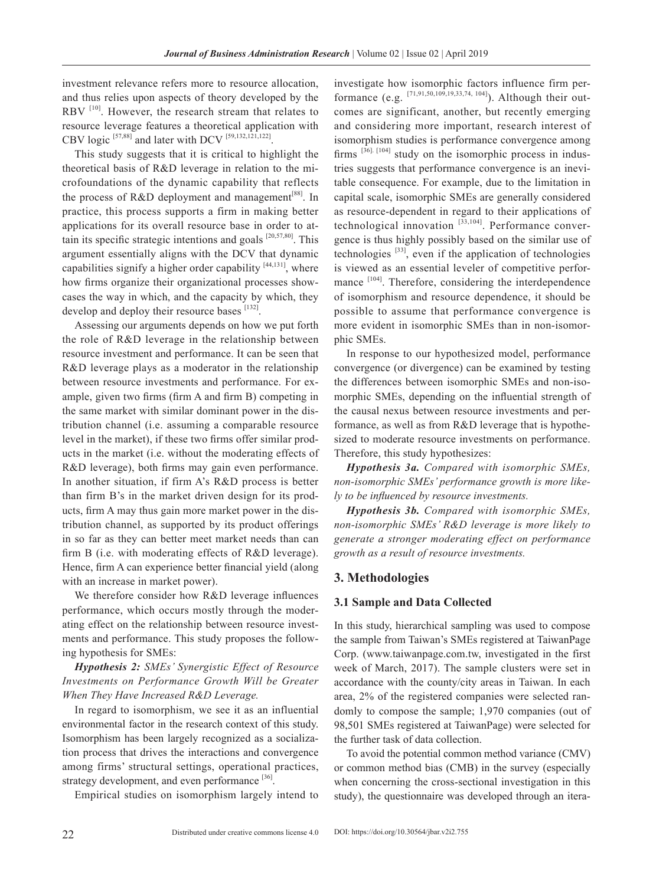investment relevance refers more to resource allocation, and thus relies upon aspects of theory developed by the RBV [10]. However, the research stream that relates to resource leverage features a theoretical application with CBV logic [57,88] and later with DCV [59,132,121,122].

This study suggests that it is critical to highlight the theoretical basis of R&D leverage in relation to the microfoundations of the dynamic capability that reflects the process of R&D deployment and management[88]. In practice, this process supports a firm in making better applications for its overall resource base in order to attain its specific strategic intentions and goals [20,57,80]. This argument essentially aligns with the DCV that dynamic capabilities signify a higher order capability [44,131], where how firms organize their organizational processes showcases the way in which, and the capacity by which, they develop and deploy their resource bases [132].

Assessing our arguments depends on how we put forth the role of R&D leverage in the relationship between resource investment and performance. It can be seen that R&D leverage plays as a moderator in the relationship between resource investments and performance. For example, given two firms (firm A and firm B) competing in the same market with similar dominant power in the distribution channel (i.e. assuming a comparable resource level in the market), if these two firms offer similar products in the market (i.e. without the moderating effects of R&D leverage), both firms may gain even performance. In another situation, if firm A's R&D process is better than firm B's in the market driven design for its products, firm A may thus gain more market power in the distribution channel, as supported by its product offerings in so far as they can better meet market needs than can firm B (i.e. with moderating effects of R&D leverage). Hence, firm A can experience better financial yield (along with an increase in market power).

We therefore consider how R&D leverage influences performance, which occurs mostly through the moderating effect on the relationship between resource investments and performance. This study proposes the following hypothesis for SMEs:

***Hypothesis 2:*** *SMEs' Synergistic Effect of Resource Investments on Performance Growth Will be Greater When They Have Increased R&D Leverage.*

In regard to isomorphism, we see it as an influential environmental factor in the research context of this study. Isomorphism has been largely recognized as a socialization process that drives the interactions and convergence among firms' structural settings, operational practices, strategy development, and even performance [36].

Empirical studies on isomorphism largely intend to investigate how isomorphic factors influence firm performance (e.g. [71,91,50,109,19,33,74, 104]). Although their outcomes are significant, another, but recently emerging and considering more important, research interest of isomorphism studies is performance convergence among firms [36]. [104] study on the isomorphic process in industries suggests that performance convergence is an inevitable consequence. For example, due to the limitation in capital scale, isomorphic SMEs are generally considered as resource-dependent in regard to their applications of technological innovation [33,104]. Performance convergence is thus highly possibly based on the similar use of technologies [33], even if the application of technologies is viewed as an essential leveler of competitive performance [104]. Therefore, considering the interdependence of isomorphism and resource dependence, it should be possible to assume that performance convergence is more evident in isomorphic SMEs than in non-isomorphic SMEs.

In response to our hypothesized model, performance convergence (or divergence) can be examined by testing the differences between isomorphic SMEs and non-isomorphic SMEs, depending on the influential strength of the causal nexus between resource investments and performance, as well as from R&D leverage that is hypothesized to moderate resource investments on performance. Therefore, this study hypothesizes:

***Hypothesis 3a.*** *Compared with isomorphic SMEs, non-isomorphic SMEs' performance growth is more likely to be influenced by resource investments.*

***Hypothesis 3b.*** *Compared with isomorphic SMEs, non-isomorphic SMEs' R&D leverage is more likely to generate a stronger moderating effect on performance growth as a result of resource investments.*

## 3. Methodologies

### 3.1 Sample and Data Collected

In this study, hierarchical sampling was used to compose the sample from Taiwan's SMEs registered at TaiwanPage Corp. (www.taiwanpage.com.tw, investigated in the first week of March, 2017). The sample clusters were set in accordance with the county/city areas in Taiwan. In each area, 2% of the registered companies were selected randomly to compose the sample; 1,970 companies (out of 98,501 SMEs registered at TaiwanPage) were selected for the further task of data collection.

To avoid the potential common method variance (CMV) or common method bias (CMB) in the survey (especially when concerning the cross-sectional investigation in this study), the questionnaire was developed through an itera-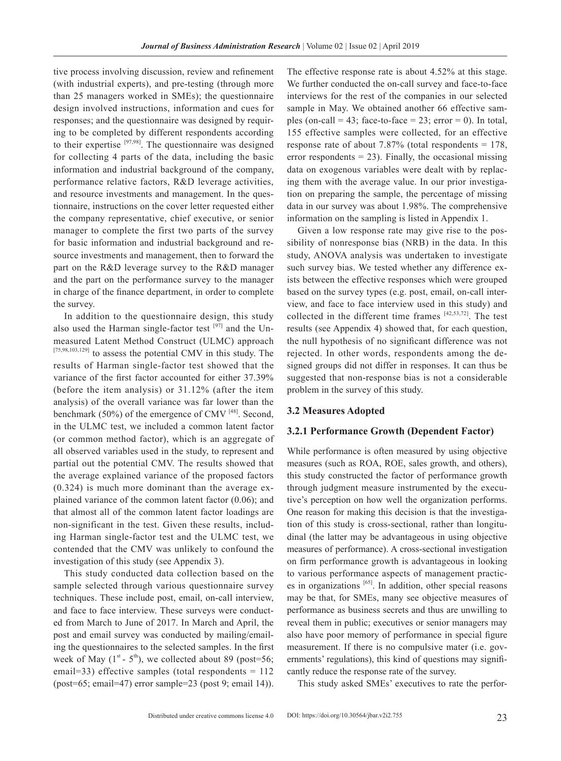tive process involving discussion, review and refinement (with industrial experts), and pre-testing (through more than 25 managers worked in SMEs); the questionnaire design involved instructions, information and cues for responses; and the questionnaire was designed by requiring to be completed by different respondents according to their expertise [97,98]. The questionnaire was designed for collecting 4 parts of the data, including the basic information and industrial background of the company, performance relative factors, R&D leverage activities, and resource investments and management. In the questionnaire, instructions on the cover letter requested either the company representative, chief executive, or senior manager to complete the first two parts of the survey for basic information and industrial background and resource investments and management, then to forward the part on the R&D leverage survey to the R&D manager and the part on the performance survey to the manager in charge of the finance department, in order to complete the survey.

In addition to the questionnaire design, this study also used the Harman single-factor test [97] and the Unmeasured Latent Method Construct (ULMC) approach [75,98,103,129] to assess the potential CMV in this study. The results of Harman single-factor test showed that the variance of the first factor accounted for either 37.39% (before the item analysis) or 31.12% (after the item analysis) of the overall variance was far lower than the benchmark (50%) of the emergence of CMV [48]. Second, in the ULMC test, we included a common latent factor (or common method factor), which is an aggregate of all observed variables used in the study, to represent and partial out the potential CMV. The results showed that the average explained variance of the proposed factors (0.324) is much more dominant than the average explained variance of the common latent factor (0.06); and that almost all of the common latent factor loadings are non-significant in the test. Given these results, including Harman single-factor test and the ULMC test, we contended that the CMV was unlikely to confound the investigation of this study (see Appendix 3).

This study conducted data collection based on the sample selected through various questionnaire survey techniques. These include post, email, on-call interview, and face to face interview. These surveys were conducted from March to June of 2017. In March and April, the post and email survey was conducted by mailing/emailing the questionnaires to the selected samples. In the first week of May ($1^{st}$ - $5^{th}$), we collected about 89 (post=56; email=33) effective samples (total respondents = 112 (post=65; email=47) error sample=23 (post 9; email 14)). The effective response rate is about 4.52% at this stage. We further conducted the on-call survey and face-to-face interviews for the rest of the companies in our selected sample in May. We obtained another 66 effective samples (on-call = 43; face-to-face = 23; error = 0). In total, 155 effective samples were collected, for an effective response rate of about 7.87% (total respondents = 178, error respondents = 23). Finally, the occasional missing data on exogenous variables were dealt with by replacing them with the average value. In our prior investigation on preparing the sample, the percentage of missing data in our survey was about 1.98%. The comprehensive information on the sampling is listed in Appendix 1.

Given a low response rate may give rise to the possibility of nonresponse bias (NRB) in the data. In this study, ANOVA analysis was undertaken to investigate such survey bias. We tested whether any difference exists between the effective responses which were grouped based on the survey types (e.g. post, email, on-call interview, and face to face interview used in this study) and collected in the different time frames [42,53,72]. The test results (see Appendix 4) showed that, for each question, the null hypothesis of no significant difference was not rejected. In other words, respondents among the designed groups did not differ in responses. It can thus be suggested that non-response bias is not a considerable problem in the survey of this study.

### 3.2 Measures Adopted

#### 3.2.1 Performance Growth (Dependent Factor)

While performance is often measured by using objective measures (such as ROA, ROE, sales growth, and others), this study constructed the factor of performance growth through judgment measure instrumented by the executive's perception on how well the organization performs. One reason for making this decision is that the investigation of this study is cross-sectional, rather than longitudinal (the latter may be advantageous in using objective measures of performance). A cross-sectional investigation on firm performance growth is advantageous in looking to various performance aspects of management practices in organizations [65]. In addition, other special reasons may be that, for SMEs, many see objective measures of performance as business secrets and thus are unwilling to reveal them in public; executives or senior managers may also have poor memory of performance in special figure measurement. If there is no compulsive mater (i.e. governments' regulations), this kind of questions may significantly reduce the response rate of the survey.

This study asked SMEs' executives to rate the perfor-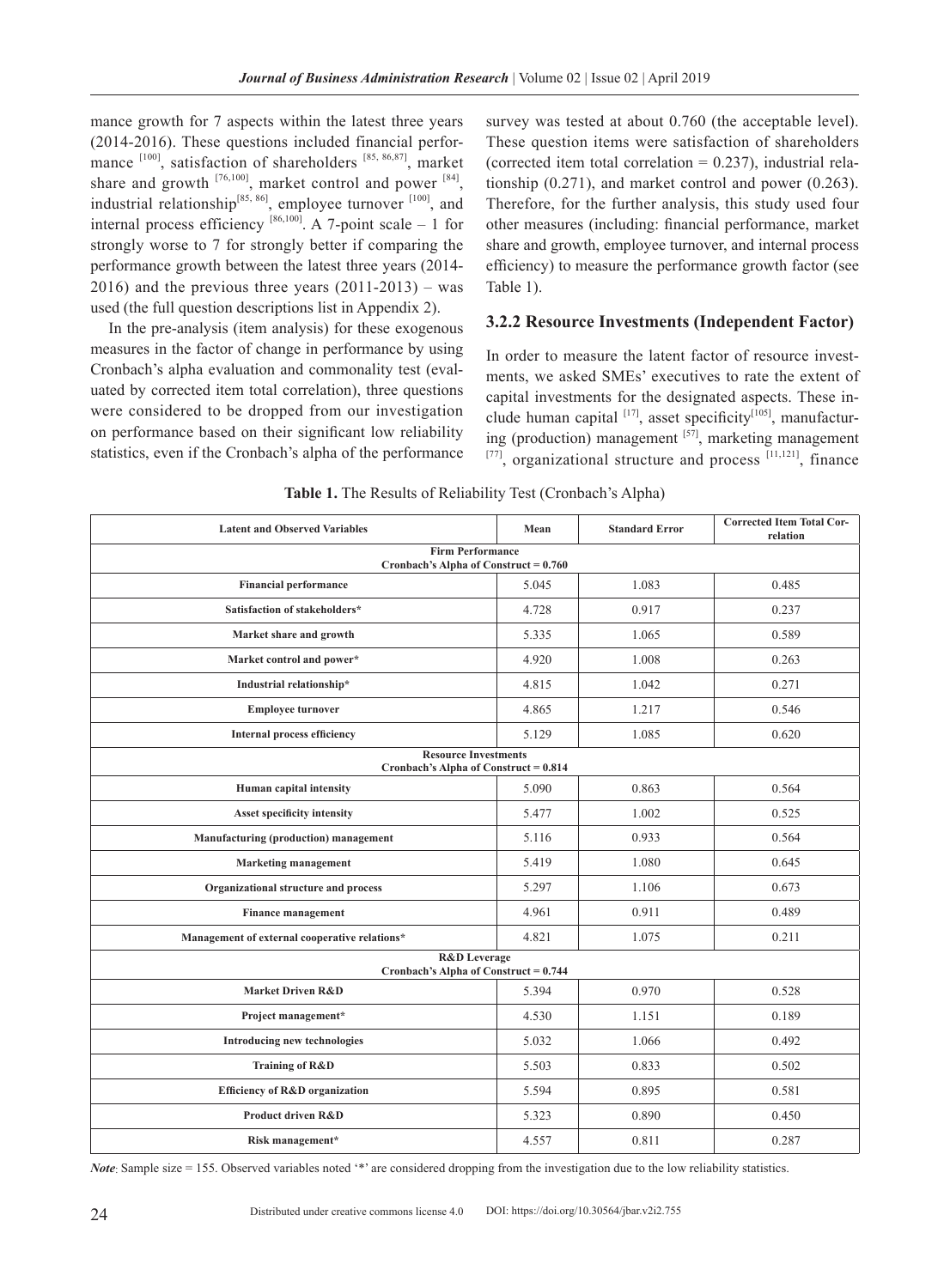mance growth for 7 aspects within the latest three years (2014-2016). These questions included financial performance [100], satisfaction of shareholders [85, 86,87], market share and growth [76,100], market control and power [84], industrial relationship[85, 86], employee turnover [100], and internal process efficiency [86,100]. A 7-point scale – 1 for strongly worse to 7 for strongly better if comparing the performance growth between the latest three years (2014-2016) and the previous three years (2011-2013) – was used (the full question descriptions list in Appendix 2).

In the pre-analysis (item analysis) for these exogenous measures in the factor of change in performance by using Cronbach's alpha evaluation and commonality test (evaluated by corrected item total correlation), three questions were considered to be dropped from our investigation on performance based on their significant low reliability statistics, even if the Cronbach's alpha of the performance survey was tested at about 0.760 (the acceptable level). These question items were satisfaction of shareholders (corrected item total correlation = 0.237), industrial relationship (0.271), and market control and power (0.263). Therefore, for the further analysis, this study used four other measures (including: financial performance, market share and growth, employee turnover, and internal process efficiency) to measure the performance growth factor (see Table 1).

### 3.2.2 Resource Investments (Independent Factor)

In order to measure the latent factor of resource investments, we asked SMEs' executives to rate the extent of capital investments for the designated aspects. These include human capital [17], asset specificity[105], manufacturing (production) management [57], marketing management [77], organizational structure and process [11,121], finance

**Table 1.** The Results of Reliability Test (Cronbach's Alpha)

| Latent and Observed Variables | Mean | Standard Error | Corrected Item Total Correlation |
|---|---|---|---|
| **Firm Performance** <br> **Cronbach's Alpha of Construct = 0.760** | | | |
| **Financial performance** | 5.045 | 1.083 | 0.485 |
| **Satisfaction of stakeholders*** | 4.728 | 0.917 | 0.237 |
| **Market share and growth** | 5.335 | 1.065 | 0.589 |
| **Market control and power*** | 4.920 | 1.008 | 0.263 |
| **Industrial relationship*** | 4.815 | 1.042 | 0.271 |
| **Employee turnover** | 4.865 | 1.217 | 0.546 |
| **Internal process efficiency** | 5.129 | 1.085 | 0.620 |
| **Resource Investments** <br> **Cronbach's Alpha of Construct = 0.814** | | | |
| **Human capital intensity** | 5.090 | 0.863 | 0.564 |
| **Asset specificity intensity** | 5.477 | 1.002 | 0.525 |
| **Manufacturing (production) management** | 5.116 | 0.933 | 0.564 |
| **Marketing management** | 5.419 | 1.080 | 0.645 |
| **Organizational structure and process** | 5.297 | 1.106 | 0.673 |
| **Finance management** | 4.961 | 0.911 | 0.489 |
| **Management of external cooperative relations*** | 4.821 | 1.075 | 0.211 |
| **R&D Leverage** <br> **Cronbach's Alpha of Construct = 0.744** | | | |
| **Market Driven R&D** | 5.394 | 0.970 | 0.528 |
| **Project management*** | 4.530 | 1.151 | 0.189 |
| **Introducing new technologies** | 5.032 | 1.066 | 0.492 |
| **Training of R&D** | 5.503 | 0.833 | 0.502 |
| **Efficiency of R&D organization** | 5.594 | 0.895 | 0.581 |
| **Product driven R&D** | 5.323 | 0.890 | 0.450 |
| **Risk management*** | 4.557 | 0.811 | 0.287 |

***Note***: Sample size = 155. Observed variables noted '*' are considered dropping from the investigation due to the low reliability statistics.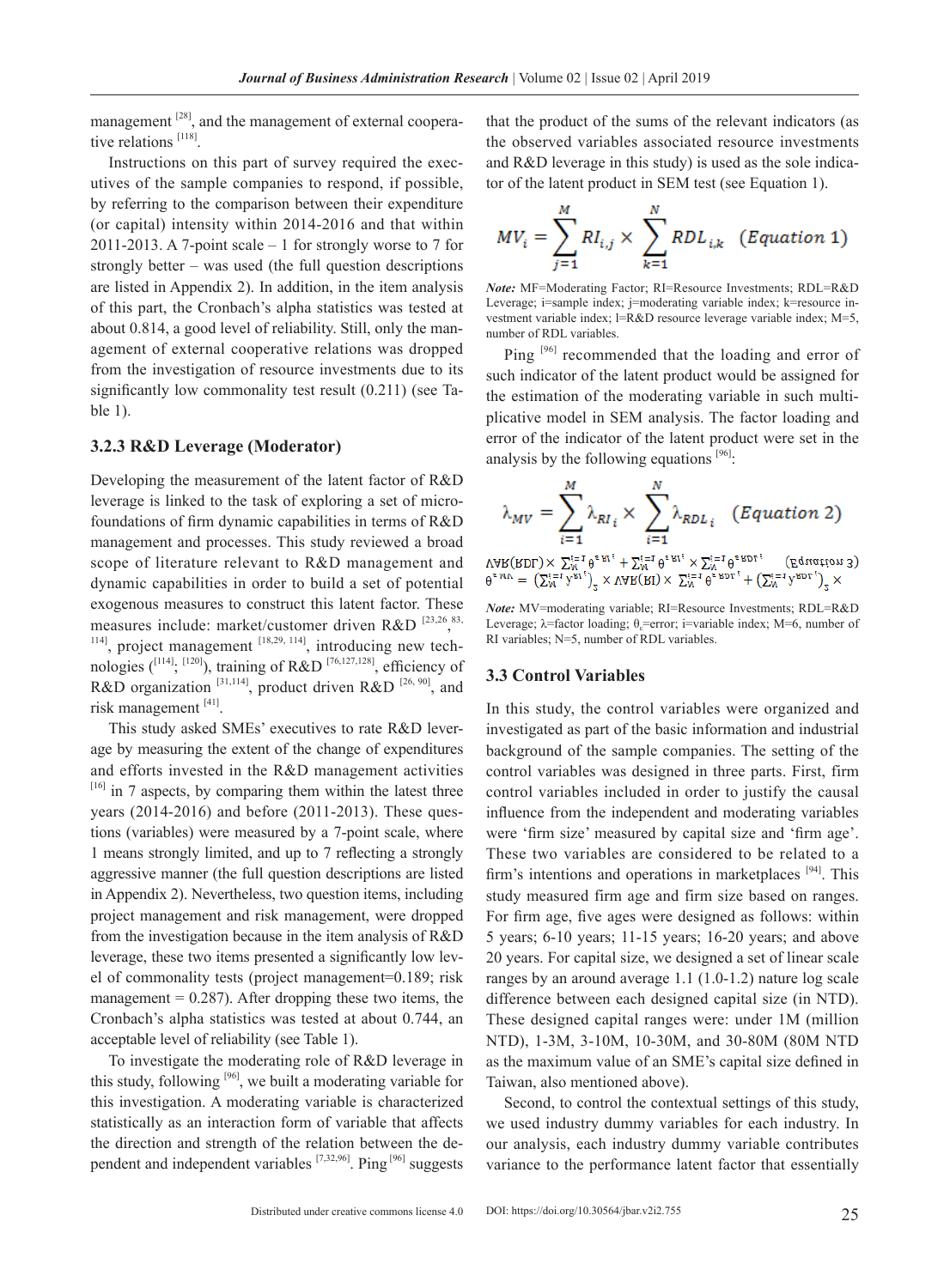management [28], and the management of external cooperative relations [118].

Instructions on this part of survey required the executives of the sample companies to respond, if possible, by referring to the comparison between their expenditure (or capital) intensity within 2014-2016 and that within 2011-2013. A 7-point scale – 1 for strongly worse to 7 for strongly better – was used (the full question descriptions are listed in Appendix 2). In addition, in the item analysis of this part, the Cronbach's alpha statistics was tested at about 0.814, a good level of reliability. Still, only the management of external cooperative relations was dropped from the investigation of resource investments due to its significantly low commonality test result (0.211) (see Table 1).

### 3.2.3 R&D Leverage (Moderator)

Developing the measurement of the latent factor of R&D leverage is linked to the task of exploring a set of micro-foundations of firm dynamic capabilities in terms of R&D management and processes. This study reviewed a broad scope of literature relevant to R&D management and dynamic capabilities in order to build a set of potential exogenous measures to construct this latent factor. These measures include: market/customer driven R&D [23,26 83, 114], project management [18,29, 114], introducing new technologies ([114]; [120]), training of R&D [76,127,128], efficiency of R&D organization [31,114], product driven R&D [26, 90], and risk management [41].

This study asked SMEs' executives to rate R&D leverage by measuring the extent of the change of expenditures and efforts invested in the R&D management activities [16] in 7 aspects, by comparing them within the latest three years (2014-2016) and before (2011-2013). These questions (variables) were measured by a 7-point scale, where 1 means strongly limited, and up to 7 reflecting a strongly aggressive manner (the full question descriptions are listed in Appendix 2). Nevertheless, two question items, including project management and risk management, were dropped from the investigation because in the item analysis of R&D leverage, these two items presented a significantly low level of commonality tests (project management=0.189; risk management = 0.287). After dropping these two items, the Cronbach's alpha statistics was tested at about 0.744, an acceptable level of reliability (see Table 1).

To investigate the moderating role of R&D leverage in this study, following [96], we built a moderating variable for this investigation. A moderating variable is characterized statistically as an interaction form of variable that affects the direction and strength of the relation between the dependent and independent variables [7,32,96]. Ping [96] suggests that the product of the sums of the relevant indicators (as the observed variables associated resource investments and R&D leverage in this study) is used as the sole indicator of the latent product in SEM test (see Equation 1).

$$MV_i = \sum_{j=1}^{M} RI_{i,j} \times \sum_{k=1}^{N} RDL_{i,k} \quad (Equation\ 1)$$

*Note:* MF=Moderating Factor; RI=Resource Investments; RDL=R&D Leverage; i=sample index; j=moderating variable index; k=resource investment variable index; l=R&D resource leverage variable index; M=5, number of RDL variables.

Ping [96] recommended that the loading and error of such indicator of the latent product would be assigned for the estimation of the moderating variable in such multiplicative model in SEM analysis. The factor loading and error of the indicator of the latent product were set in the analysis by the following equations [96]:

$$\lambda_{MV} = \sum_{i=1}^{M} \lambda_{RI_i} \times \sum_{i=1}^{N} \lambda_{RDL_i} \quad (Equation\ 2)$$

$$\theta_{\varepsilon MV} = \left(\sum_{i=1}^{M} \lambda_{RI_i}\right)^2 \times VAR(RI) \times \sum_{i=1}^{N} \theta_{\varepsilon RDL_i} + \left(\sum_{i=1}^{N} \lambda_{RDL_i}\right)^2 \times VAR(RDL) \times \sum_{i=1}^{M} \theta_{\varepsilon RI_i} + \sum_{i=1}^{M} \theta_{\varepsilon RI_i} \times \sum_{i=1}^{N} \theta_{\varepsilon RDL_i} \quad (Equation\ 3)$$

*Note:* MV=moderating variable; RI=Resource Investments; RDL=R&D Leverage; λ=factor loading; $\theta_\varepsilon$=error; i=variable index; M=6, number of RI variables; N=5, number of RDL variables.

## 3.3 Control Variables

In this study, the control variables were organized and investigated as part of the basic information and industrial background of the sample companies. The setting of the control variables was designed in three parts. First, firm control variables included in order to justify the causal influence from the independent and moderating variables were 'firm size' measured by capital size and 'firm age'. These two variables are considered to be related to a firm's intentions and operations in marketplaces [94]. This study measured firm age and firm size based on ranges. For firm age, five ages were designed as follows: within 5 years; 6-10 years; 11-15 years; 16-20 years; and above 20 years. For capital size, we designed a set of linear scale ranges by an around average 1.1 (1.0-1.2) nature log scale difference between each designed capital size (in NTD). These designed capital ranges were: under 1M (million NTD), 1-3M, 3-10M, 10-30M, and 30-80M (80M NTD as the maximum value of an SME's capital size defined in Taiwan, also mentioned above).

Second, to control the contextual settings of this study, we used industry dummy variables for each industry. In our analysis, each industry dummy variable contributes variance to the performance latent factor that essentially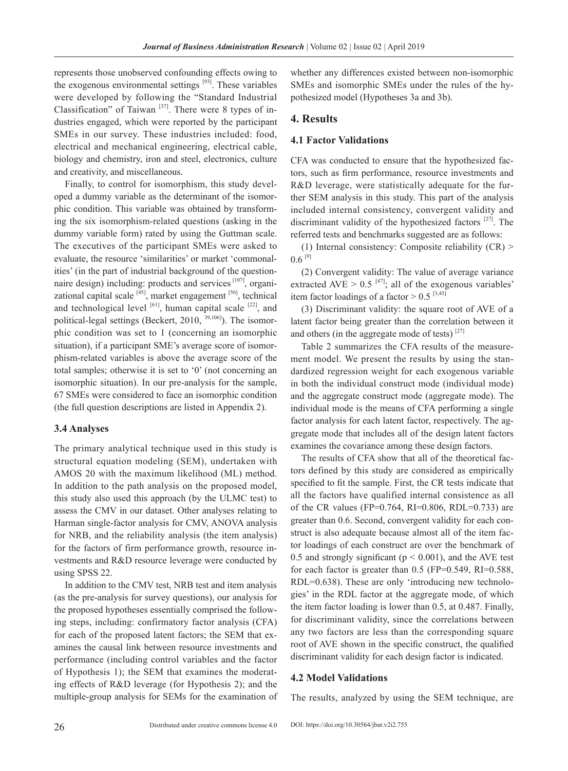represents those unobserved confounding effects owing to the exogenous environmental settings [93]. These variables were developed by following the "Standard Industrial Classification" of Taiwan [37]. There were 8 types of industries engaged, which were reported by the participant SMEs in our survey. These industries included: food, electrical and mechanical engineering, electrical cable, biology and chemistry, iron and steel, electronics, culture and creativity, and miscellaneous.

Finally, to control for isomorphism, this study developed a dummy variable as the determinant of the isomorphic condition. This variable was obtained by transforming the six isomorphism-related questions (asking in the dummy variable form) rated by using the Guttman scale. The executives of the participant SMEs were asked to evaluate, the resource 'similarities' or market 'commonalities' (in the part of industrial background of the questionnaire design) including: products and services [107], organizational capital scale [45], market engagement [56], technical and technological level [61], human capital scale [22], and political-legal settings (Beckert, 2010, [39,106]). The isomorphic condition was set to 1 (concerning an isomorphic situation), if a participant SME's average score of isomorphism-related variables is above the average score of the total samples; otherwise it is set to '0' (not concerning an isomorphic situation). In our pre-analysis for the sample, 67 SMEs were considered to face an isomorphic condition (the full question descriptions are listed in Appendix 2).

### 3.4 Analyses

The primary analytical technique used in this study is structural equation modeling (SEM), undertaken with AMOS 20 with the maximum likelihood (ML) method. In addition to the path analysis on the proposed model, this study also used this approach (by the ULMC test) to assess the CMV in our dataset. Other analyses relating to Harman single-factor analysis for CMV, ANOVA analysis for NRB, and the reliability analysis (the item analysis) for the factors of firm performance growth, resource investments and R&D resource leverage were conducted by using SPSS 22.

In addition to the CMV test, NRB test and item analysis (as the pre-analysis for survey questions), our analysis for the proposed hypotheses essentially comprised the following steps, including: confirmatory factor analysis (CFA) for each of the proposed latent factors; the SEM that examines the causal link between resource investments and performance (including control variables and the factor of Hypothesis 1); the SEM that examines the moderating effects of R&D leverage (for Hypothesis 2); and the multiple-group analysis for SEMs for the examination of whether any differences existed between non-isomorphic SMEs and isomorphic SMEs under the rules of the hypothesized model (Hypotheses 3a and 3b).

## 4. Results

### 4.1 Factor Validations

CFA was conducted to ensure that the hypothesized factors, such as firm performance, resource investments and R&D leverage, were statistically adequate for the further SEM analysis in this study. This part of the analysis included internal consistency, convergent validity and discriminant validity of the hypothesized factors [27]. The referred tests and benchmarks suggested are as follows:

(1) Internal consistency: Composite reliability (CR) > 0.6 [9]

(2) Convergent validity: The value of average variance extracted AVE > 0.5 [47]; all of the exogenous variables' item factor loadings of a factor > 0.5 [3,43]

(3) Discriminant validity: the square root of AVE of a latent factor being greater than the correlation between it and others (in the aggregate mode of tests) [27]

Table 2 summarizes the CFA results of the measurement model. We present the results by using the standardized regression weight for each exogenous variable in both the individual construct mode (individual mode) and the aggregate construct mode (aggregate mode). The individual mode is the means of CFA performing a single factor analysis for each latent factor, respectively. The aggregate mode that includes all of the design latent factors examines the covariance among these design factors.

The results of CFA show that all of the theoretical factors defined by this study are considered as empirically specified to fit the sample. First, the CR tests indicate that all the factors have qualified internal consistence as all of the CR values (FP=0.764, RI=0.806, RDL=0.733) are greater than 0.6. Second, convergent validity for each construct is also adequate because almost all of the item factor loadings of each construct are over the benchmark of 0.5 and strongly significant ($p < 0.001$), and the AVE test for each factor is greater than 0.5 (FP=0.549, RI=0.588, RDL=0.638). These are only 'introducing new technologies' in the RDL factor at the aggregate mode, of which the item factor loading is lower than 0.5, at 0.487. Finally, for discriminant validity, since the correlations between any two factors are less than the corresponding square root of AVE shown in the specific construct, the qualified discriminant validity for each design factor is indicated.

### 4.2 Model Validations

The results, analyzed by using the SEM technique, are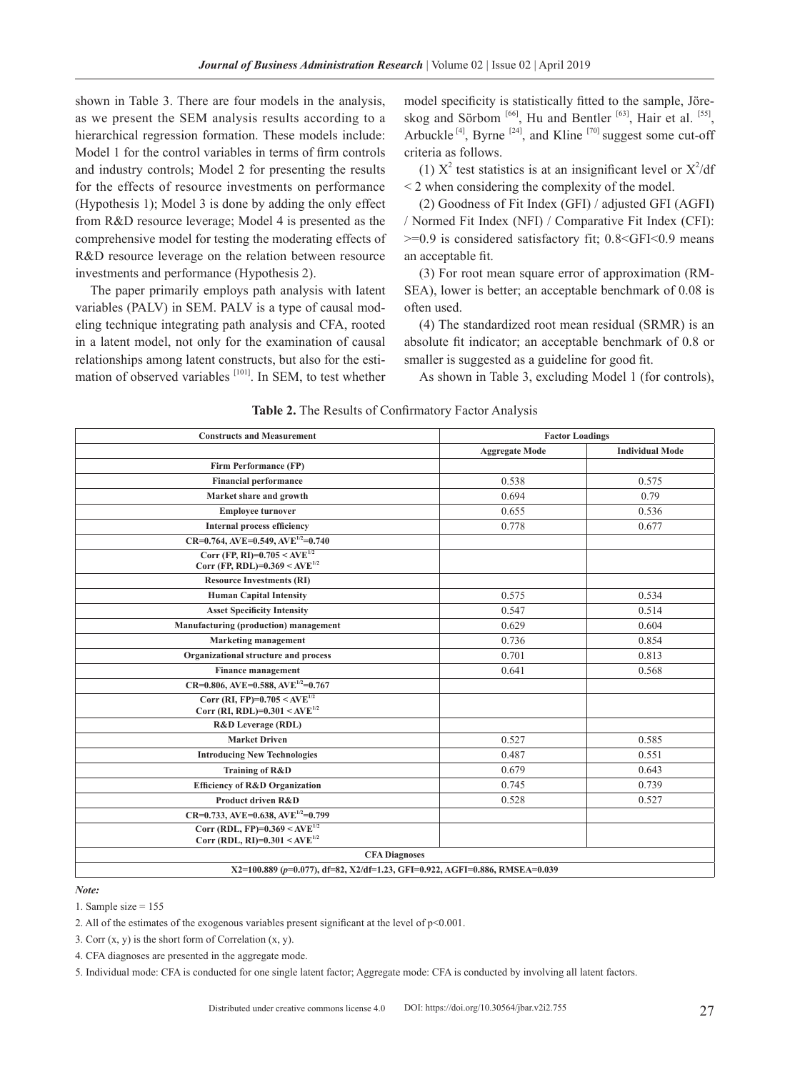shown in Table 3. There are four models in the analysis, as we present the SEM analysis results according to a hierarchical regression formation. These models include: Model 1 for the control variables in terms of firm controls and industry controls; Model 2 for presenting the results for the effects of resource investments on performance (Hypothesis 1); Model 3 is done by adding the only effect from R&D resource leverage; Model 4 is presented as the comprehensive model for testing the moderating effects of R&D resource leverage on the relation between resource investments and performance (Hypothesis 2).

The paper primarily employs path analysis with latent variables (PALV) in SEM. PALV is a type of causal modeling technique integrating path analysis and CFA, rooted in a latent model, not only for the examination of causal relationships among latent constructs, but also for the estimation of observed variables [101]. In SEM, to test whether model specificity is statistically fitted to the sample, Jöreskog and Sörbom [66], Hu and Bentler [63], Hair et al. [55], Arbuckle [4], Byrne [24], and Kline [70] suggest some cut-off criteria as follows.

(1) $X^2$ test statistics is at an insignificant level or $X^2$/df < 2 when considering the complexity of the model.

(2) Goodness of Fit Index (GFI) / adjusted GFI (AGFI) / Normed Fit Index (NFI) / Comparative Fit Index (CFI): >=0.9 is considered satisfactory fit; 0.8<GFI<0.9 means an acceptable fit.

(3) For root mean square error of approximation (RMSEA), lower is better; an acceptable benchmark of 0.08 is often used.

(4) The standardized root mean residual (SRMR) is an absolute fit indicator; an acceptable benchmark of 0.8 or smaller is suggested as a guideline for good fit.

As shown in Table 3, excluding Model 1 (for controls),

**Table 2.** The Results of Confirmatory Factor Analysis

| Constructs and Measurement | Factor Loadings | |
|---|---|---|
| | Aggregate Mode | Individual Mode |
| **Firm Performance (FP)** | | |
| Financial performance | 0.538 | 0.575 |
| Market share and growth | 0.694 | 0.79 |
| Employee turnover | 0.655 | 0.536 |
| Internal process efficiency | 0.778 | 0.677 |
| CR=0.764, AVE=0.549, $AVE^{1/2}$=0.740 | | |
| Corr (FP, RI)=0.705 < $AVE^{1/2}$<br>Corr (FP, RDL)=0.369 < $AVE^{1/2}$ | | |
| **Resource Investments (RI)** | | |
| Human Capital Intensity | 0.575 | 0.534 |
| Asset Specificity Intensity | 0.547 | 0.514 |
| Manufacturing (production) management | 0.629 | 0.604 |
| Marketing management | 0.736 | 0.854 |
| Organizational structure and process | 0.701 | 0.813 |
| Finance management | 0.641 | 0.568 |
| CR=0.806, AVE=0.588, $AVE^{1/2}$=0.767 | | |
| Corr (RI, FP)=0.705 < $AVE^{1/2}$<br>Corr (RI, RDL)=0.301 < $AVE^{1/2}$ | | |
| **R&D Leverage (RDL)** | | |
| Market Driven | 0.527 | 0.585 |
| Introducing New Technologies | 0.487 | 0.551 |
| Training of R&D | 0.679 | 0.643 |
| Efficiency of R&D Organization | 0.745 | 0.739 |
| Product driven R&D | 0.528 | 0.527 |
| CR=0.733, AVE=0.638, $AVE^{1/2}$=0.799 | | |
| Corr (RDL, FP)=0.369 < $AVE^{1/2}$<br>Corr (RDL, RI)=0.301 < $AVE^{1/2}$ | | |
| **CFA Diagnoses** | | |
| X2=100.889 ($p$=0.077), df=82, X2/df=1.23, GFI=0.922, AGFI=0.886, RMSEA=0.039 | | |

***Note:***

1. Sample size = 155
2. All of the estimates of the exogenous variables present significant at the level of $p<0.001$.
3. Corr (x, y) is the short form of Correlation (x, y).
4. CFA diagnoses are presented in the aggregate mode.
5. Individual mode: CFA is conducted for one single latent factor; Aggregate mode: CFA is conducted by involving all latent factors.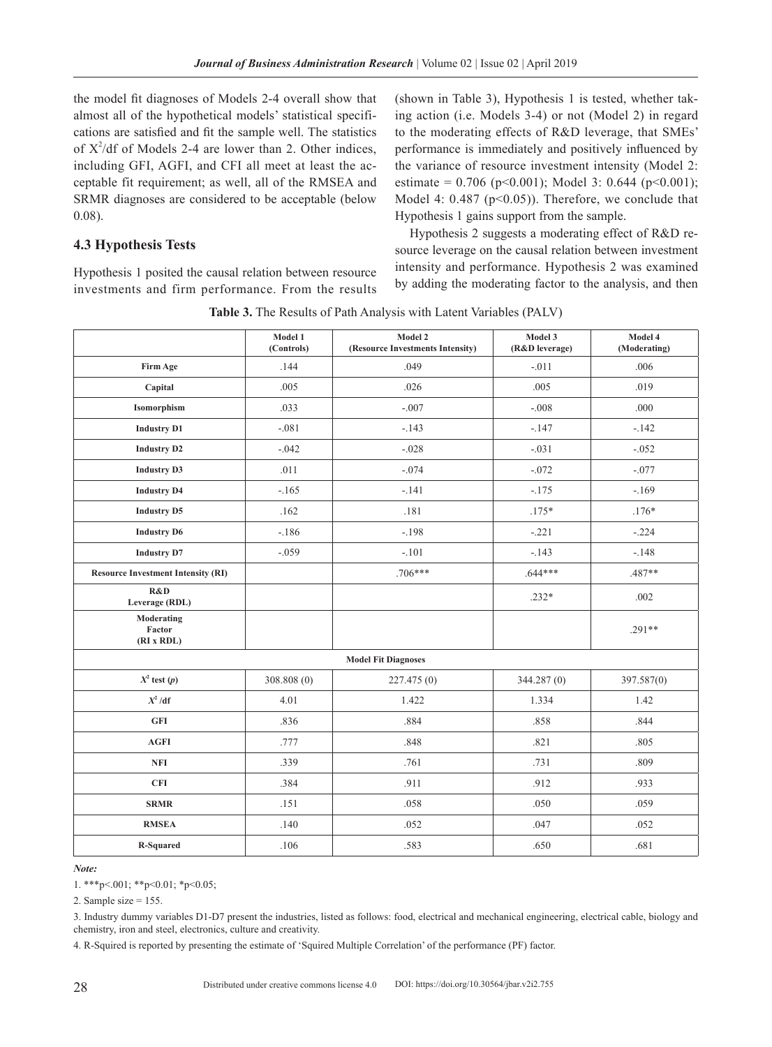the model fit diagnoses of Models 2-4 overall show that almost all of the hypothetical models' statistical specifications are satisfied and fit the sample well. The statistics of $X^2$/df of Models 2-4 are lower than 2. Other indices, including GFI, AGFI, and CFI all meet at least the acceptable fit requirement; as well, all of the RMSEA and SRMR diagnoses are considered to be acceptable (below 0.08).

### 4.3 Hypothesis Tests

Hypothesis 1 posited the causal relation between resource investments and firm performance. From the results (shown in Table 3), Hypothesis 1 is tested, whether taking action (i.e. Models 3-4) or not (Model 2) in regard to the moderating effects of R&D leverage, that SMEs' performance is immediately and positively influenced by the variance of resource investment intensity (Model 2: estimate = 0.706 ($p<0.001$); Model 3: 0.644 ($p<0.001$); Model 4: 0.487 ($p<0.05$)). Therefore, we conclude that Hypothesis 1 gains support from the sample.

Hypothesis 2 suggests a moderating effect of R&D resource leverage on the causal relation between investment intensity and performance. Hypothesis 2 was examined by adding the moderating factor to the analysis, and then

**Table 3.** The Results of Path Analysis with Latent Variables (PALV)

| | Model 1 (Controls) | Model 2 (Resource Investments Intensity) | Model 3 (R&D leverage) | Model 4 (Moderating) |
|---|---|---|---|---|
| **Firm Age** | .144 | .049 | -.011 | .006 |
| **Capital** | .005 | .026 | .005 | .019 |
| **Isomorphism** | .033 | -.007 | -.008 | .000 |
| **Industry D1** | -.081 | -.143 | -.147 | -.142 |
| **Industry D2** | -.042 | -.028 | -.031 | -.052 |
| **Industry D3** | .011 | -.074 | -.072 | -.077 |
| **Industry D4** | -.165 | -.141 | -.175 | -.169 |
| **Industry D5** | .162 | .181 | .175* | .176* |
| **Industry D6** | -.186 | -.198 | -.221 | -.224 |
| **Industry D7** | -.059 | -.101 | -.143 | -.148 |
| **Resource Investment Intensity (RI)** | | .706*** | .644*** | .487** |
| **R&D Leverage (RDL)** | | | .232* | .002 |
| **Moderating Factor (RI x RDL)** | | | | .291** |
| **Model Fit Diagnoses** | | | | |
| **$X^2$ test (*p*)** | 308.808 (0) | 227.475 (0) | 344.287 (0) | 397.587(0) |
| **$X^2$/df** | 4.01 | 1.422 | 1.334 | 1.42 |
| **GFI** | .836 | .884 | .858 | .844 |
| **AGFI** | .777 | .848 | .821 | .805 |
| **NFI** | .339 | .761 | .731 | .809 |
| **CFI** | .384 | .911 | .912 | .933 |
| **SRMR** | .151 | .058 | .050 | .059 |
| **RMSEA** | .140 | .052 | .047 | .052 |
| **R-Squared** | .106 | .583 | .650 | .681 |

***Note:***

1. ***p<.001; **p<0.01; *p<0.05;

2. Sample size = 155.

3. Industry dummy variables D1-D7 present the industries, listed as follows: food, electrical and mechanical engineering, electrical cable, biology and chemistry, iron and steel, electronics, culture and creativity.

4. R-Squired is reported by presenting the estimate of 'Squired Multiple Correlation' of the performance (PF) factor.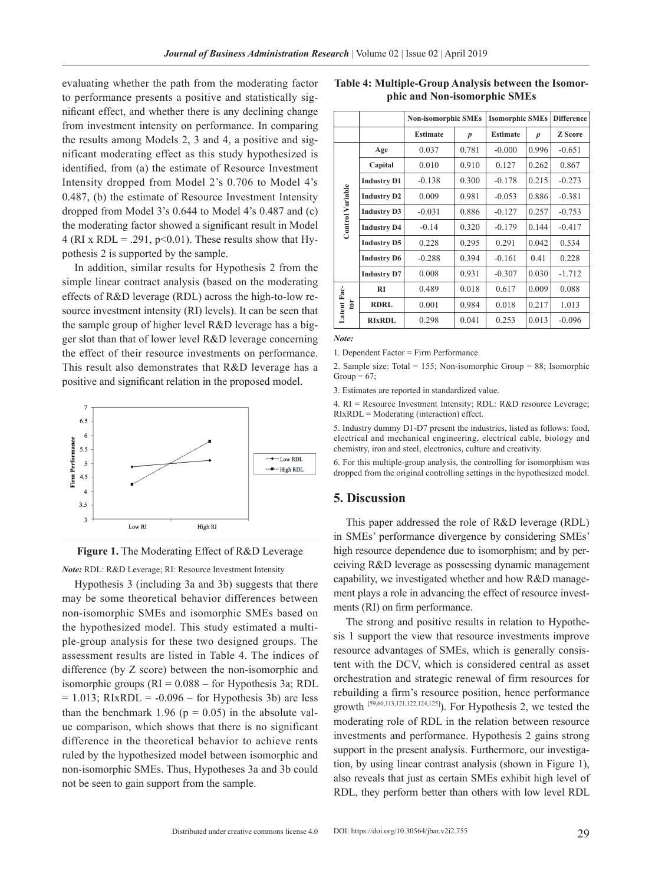evaluating whether the path from the moderating factor to performance presents a positive and statistically significant effect, and whether there is any declining change from investment intensity on performance. In comparing the results among Models 2, 3 and 4, a positive and significant moderating effect as this study hypothesized is identified, from (a) the estimate of Resource Investment Intensity dropped from Model 2's 0.706 to Model 4's 0.487, (b) the estimate of Resource Investment Intensity dropped from Model 3's 0.644 to Model 4's 0.487 and (c) the moderating factor showed a significant result in Model 4 (RI x RDL = .291, $p<0.01$). These results show that Hypothesis 2 is supported by the sample.

In addition, similar results for Hypothesis 2 from the simple linear contract analysis (based on the moderating effects of R&D leverage (RDL) across the high-to-low resource investment intensity (RI) levels). It can be seen that the sample group of higher level R&D leverage has a bigger slot than that of lower level R&D leverage concerning the effect of their resource investments on performance. This result also demonstrates that R&D leverage has a positive and significant relation in the proposed model.

**Figure 1.** The Moderating Effect of R&D Leverage

*Note:* RDL: R&D Leverage; RI: Resource Investment Intensity

Hypothesis 3 (including 3a and 3b) suggests that there may be some theoretical behavior differences between non-isomorphic SMEs and isomorphic SMEs based on the hypothesized model. This study estimated a multiple-group analysis for these two designed groups. The assessment results are listed in Table 4. The indices of difference (by Z score) between the non-isomorphic and isomorphic groups (RI = 0.088 – for Hypothesis 3a; RDL = 1.013; RIxRDL = -0.096 – for Hypothesis 3b) are less than the benchmark 1.96 ($p = 0.05$) in the absolute value comparison, which shows that there is no significant difference in the theoretical behavior to achieve rents ruled by the hypothesized model between isomorphic and non-isomorphic SMEs. Thus, Hypotheses 3a and 3b could not be seen to gain support from the sample.

**Table 4: Multiple-Group Analysis between the Isomorphic and Non-isomorphic SMEs**

| | | Non-isomorphic SMEs | | Isomorphic SMEs | | Difference |
|---|---|---|---|---|---|---|
| | | Estimate | *p* | Estimate | *p* | Z Score |
| Control Variable | Age | 0.037 | 0.781 | -0.000 | 0.996 | -0.651 |
| | Capital | 0.010 | 0.910 | 0.127 | 0.262 | 0.867 |
| | Industry D1 | -0.138 | 0.300 | -0.178 | 0.215 | -0.273 |
| | Industry D2 | 0.009 | 0.981 | -0.053 | 0.886 | -0.381 |
| | Industry D3 | -0.031 | 0.886 | -0.127 | 0.257 | -0.753 |
| | Industry D4 | -0.14 | 0.320 | -0.179 | 0.144 | -0.417 |
| | Industry D5 | 0.228 | 0.295 | 0.291 | 0.042 | 0.534 |
| | Industry D6 | -0.288 | 0.394 | -0.161 | 0.41 | 0.228 |
| | Industry D7 | 0.008 | 0.931 | -0.307 | 0.030 | -1.712 |
| Latent Factor | RI | 0.489 | 0.018 | 0.617 | 0.009 | 0.088 |
| | RDRL | 0.001 | 0.984 | 0.018 | 0.217 | 1.013 |
| | RIxRDL | 0.298 | 0.041 | 0.253 | 0.013 | -0.096 |

*Note:*

1. Dependent Factor = Firm Performance.
2. Sample size: Total = 155; Non-isomorphic Group = 88; Isomorphic Group = 67;
3. Estimates are reported in standardized value.
4. RI = Resource Investment Intensity; RDL: R&D resource Leverage; RIxRDL = Moderating (interaction) effect.
5. Industry dummy D1-D7 present the industries, listed as follows: food, electrical and mechanical engineering, electrical cable, biology and chemistry, iron and steel, electronics, culture and creativity.
6. For this multiple-group analysis, the controlling for isomorphism was dropped from the original controlling settings in the hypothesized model.

## 5. Discussion

This paper addressed the role of R&D leverage (RDL) in SMEs' performance divergence by considering SMEs' high resource dependence due to isomorphism; and by perceiving R&D leverage as possessing dynamic management capability, we investigated whether and how R&D management plays a role in advancing the effect of resource investments (RI) on firm performance.

The strong and positive results in relation to Hypothesis 1 support the view that resource investments improve resource advantages of SMEs, which is generally consistent with the DCV, which is considered central as asset orchestration and strategic renewal of firm resources for rebuilding a firm's resource position, hence performance growth [59,60,113,121,122,124,125]). For Hypothesis 2, we tested the moderating role of RDL in the relation between resource investments and performance. Hypothesis 2 gains strong support in the present analysis. Furthermore, our investigation, by using linear contrast analysis (shown in Figure 1), also reveals that just as certain SMEs exhibit high level of RDL, they perform better than others with low level RDL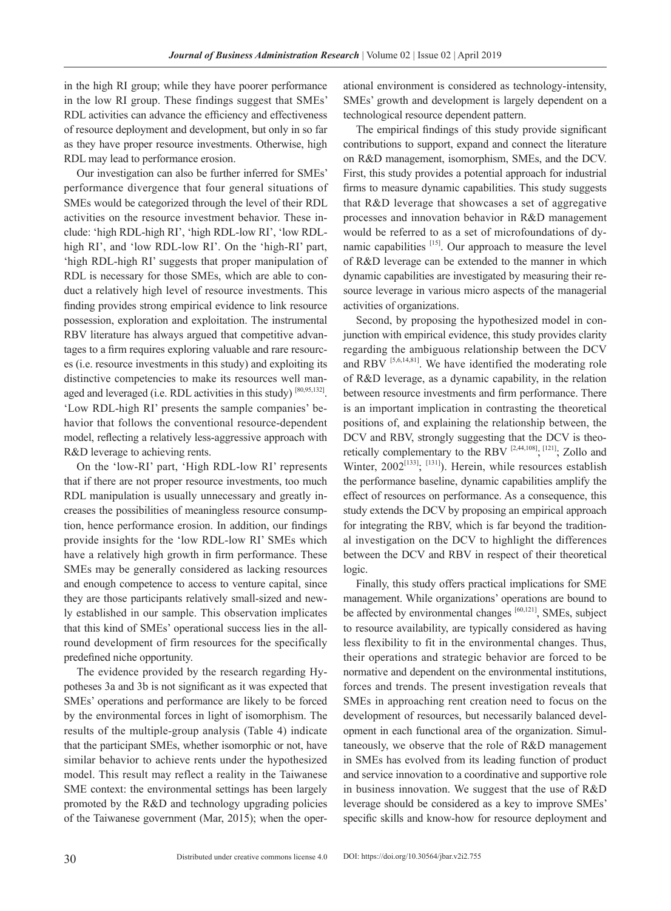in the high RI group; while they have poorer performance in the low RI group. These findings suggest that SMEs' RDL activities can advance the efficiency and effectiveness of resource deployment and development, but only in so far as they have proper resource investments. Otherwise, high RDL may lead to performance erosion.

Our investigation can also be further inferred for SMEs' performance divergence that four general situations of SMEs would be categorized through the level of their RDL activities on the resource investment behavior. These include: 'high RDL-high RI', 'high RDL-low RI', 'low RDL-high RI', and 'low RDL-low RI'. On the 'high-RI' part, 'high RDL-high RI' suggests that proper manipulation of RDL is necessary for those SMEs, which are able to conduct a relatively high level of resource investments. This finding provides strong empirical evidence to link resource possession, exploration and exploitation. The instrumental RBV literature has always argued that competitive advantages to a firm requires exploring valuable and rare resources (i.e. resource investments in this study) and exploiting its distinctive competencies to make its resources well managed and leveraged (i.e. RDL activities in this study) [80,95,132]. 'Low RDL-high RI' presents the sample companies' behavior that follows the conventional resource-dependent model, reflecting a relatively less-aggressive approach with R&D leverage to achieving rents.

On the 'low-RI' part, 'High RDL-low RI' represents that if there are not proper resource investments, too much RDL manipulation is usually unnecessary and greatly increases the possibilities of meaningless resource consumption, hence performance erosion. In addition, our findings provide insights for the 'low RDL-low RI' SMEs which have a relatively high growth in firm performance. These SMEs may be generally considered as lacking resources and enough competence to access to venture capital, since they are those participants relatively small-sized and newly established in our sample. This observation implicates that this kind of SMEs' operational success lies in the all-round development of firm resources for the specifically predefined niche opportunity.

The evidence provided by the research regarding Hypotheses 3a and 3b is not significant as it was expected that SMEs' operations and performance are likely to be forced by the environmental forces in light of isomorphism. The results of the multiple-group analysis (Table 4) indicate that the participant SMEs, whether isomorphic or not, have similar behavior to achieve rents under the hypothesized model. This result may reflect a reality in the Taiwanese SME context: the environmental settings has been largely promoted by the R&D and technology upgrading policies of the Taiwanese government (Mar, 2015); when the operational environment is considered as technology-intensity, SMEs' growth and development is largely dependent on a technological resource dependent pattern.

The empirical findings of this study provide significant contributions to support, expand and connect the literature on R&D management, isomorphism, SMEs, and the DCV. First, this study provides a potential approach for industrial firms to measure dynamic capabilities. This study suggests that R&D leverage that showcases a set of aggregative processes and innovation behavior in R&D management would be referred to as a set of microfoundations of dynamic capabilities [15]. Our approach to measure the level of R&D leverage can be extended to the manner in which dynamic capabilities are investigated by measuring their resource leverage in various micro aspects of the managerial activities of organizations.

Second, by proposing the hypothesized model in conjunction with empirical evidence, this study provides clarity regarding the ambiguous relationship between the DCV and RBV [5,6,14,81]. We have identified the moderating role of R&D leverage, as a dynamic capability, in the relation between resource investments and firm performance. There is an important implication in contrasting the theoretical positions of, and explaining the relationship between, the DCV and RBV, strongly suggesting that the DCV is theoretically complementary to the RBV [2,44,108]; [121]; Zollo and Winter, 2002[133]; [131]). Herein, while resources establish the performance baseline, dynamic capabilities amplify the effect of resources on performance. As a consequence, this study extends the DCV by proposing an empirical approach for integrating the RBV, which is far beyond the traditional investigation on the DCV to highlight the differences between the DCV and RBV in respect of their theoretical logic.

Finally, this study offers practical implications for SME management. While organizations' operations are bound to be affected by environmental changes [60,121], SMEs, subject to resource availability, are typically considered as having less flexibility to fit in the environmental changes. Thus, their operations and strategic behavior are forced to be normative and dependent on the environmental institutions, forces and trends. The present investigation reveals that SMEs in approaching rent creation need to focus on the development of resources, but necessarily balanced development in each functional area of the organization. Simultaneously, we observe that the role of R&D management in SMEs has evolved from its leading function of product and service innovation to a coordinative and supportive role in business innovation. We suggest that the use of R&D leverage should be considered as a key to improve SMEs' specific skills and know-how for resource deployment and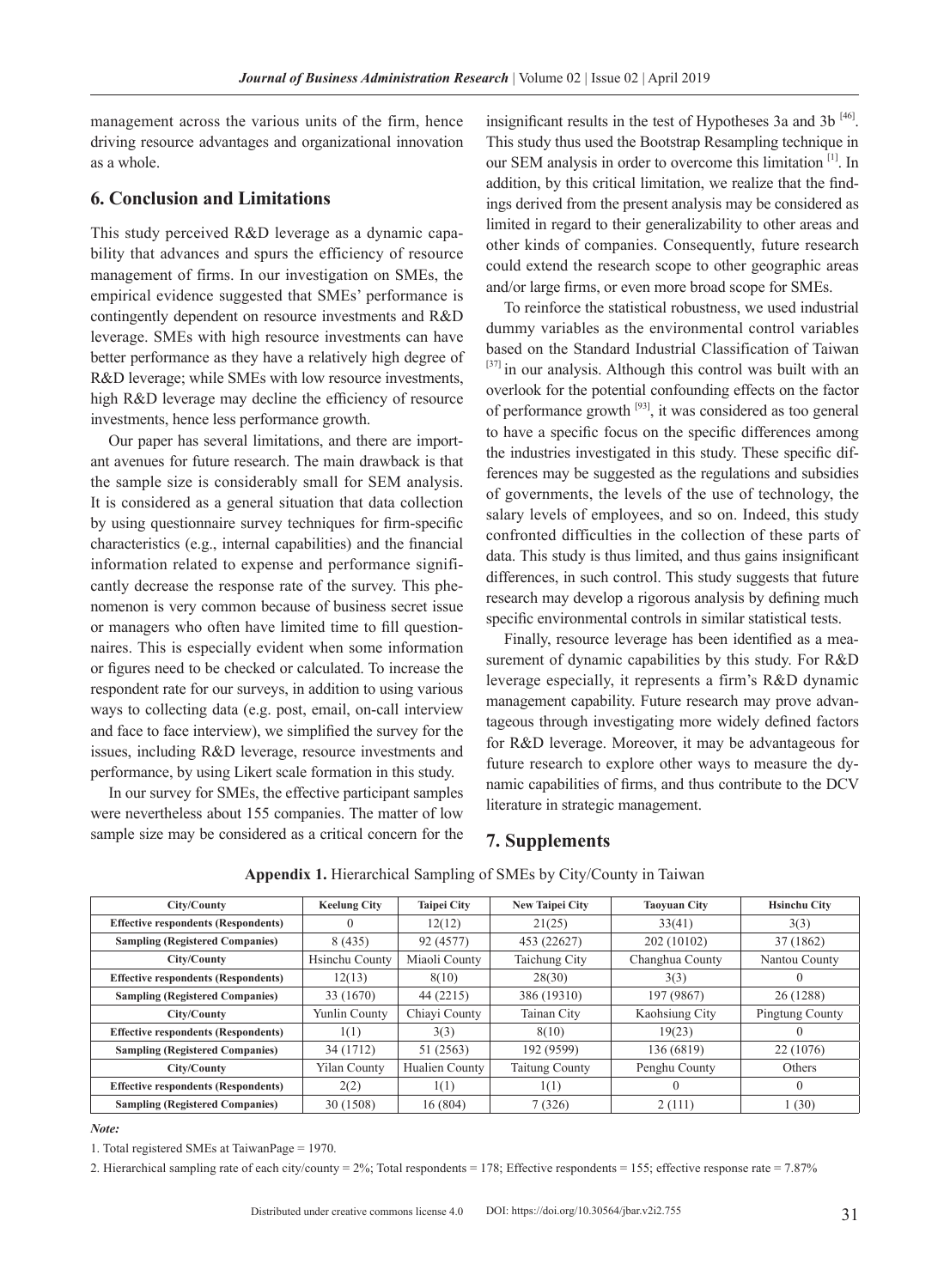management across the various units of the firm, hence driving resource advantages and organizational innovation as a whole.

## 6. Conclusion and Limitations

This study perceived R&D leverage as a dynamic capability that advances and spurs the efficiency of resource management of firms. In our investigation on SMEs, the empirical evidence suggested that SMEs' performance is contingently dependent on resource investments and R&D leverage. SMEs with high resource investments can have better performance as they have a relatively high degree of R&D leverage; while SMEs with low resource investments, high R&D leverage may decline the efficiency of resource investments, hence less performance growth.

Our paper has several limitations, and there are important avenues for future research. The main drawback is that the sample size is considerably small for SEM analysis. It is considered as a general situation that data collection by using questionnaire survey techniques for firm-specific characteristics (e.g., internal capabilities) and the financial information related to expense and performance significantly decrease the response rate of the survey. This phenomenon is very common because of business secret issue or managers who often have limited time to fill questionnaires. This is especially evident when some information or figures need to be checked or calculated. To increase the respondent rate for our surveys, in addition to using various ways to collecting data (e.g. post, email, on-call interview and face to face interview), we simplified the survey for the issues, including R&D leverage, resource investments and performance, by using Likert scale formation in this study.

In our survey for SMEs, the effective participant samples were nevertheless about 155 companies. The matter of low sample size may be considered as a critical concern for the insignificant results in the test of Hypotheses 3a and 3b [46]. This study thus used the Bootstrap Resampling technique in our SEM analysis in order to overcome this limitation [1]. In addition, by this critical limitation, we realize that the findings derived from the present analysis may be considered as limited in regard to their generalizability to other areas and other kinds of companies. Consequently, future research could extend the research scope to other geographic areas and/or large firms, or even more broad scope for SMEs.

To reinforce the statistical robustness, we used industrial dummy variables as the environmental control variables based on the Standard Industrial Classification of Taiwan [37] in our analysis. Although this control was built with an overlook for the potential confounding effects on the factor of performance growth [93], it was considered as too general to have a specific focus on the specific differences among the industries investigated in this study. These specific differences may be suggested as the regulations and subsidies of governments, the levels of the use of technology, the salary levels of employees, and so on. Indeed, this study confronted difficulties in the collection of these parts of data. This study is thus limited, and thus gains insignificant differences, in such control. This study suggests that future research may develop a rigorous analysis by defining much specific environmental controls in similar statistical tests.

Finally, resource leverage has been identified as a measurement of dynamic capabilities by this study. For R&D leverage especially, it represents a firm's R&D dynamic management capability. Future research may prove advantageous through investigating more widely defined factors for R&D leverage. Moreover, it may be advantageous for future research to explore other ways to measure the dynamic capabilities of firms, and thus contribute to the DCV literature in strategic management.

## 7. Supplements

**Appendix 1.** Hierarchical Sampling of SMEs by City/County in Taiwan

| City/County | Keelung City | Taipei City | New Taipei City | Taoyuan City | Hsinchu City |
|---|---|---|---|---|---|
| Effective respondents (Respondents) | 0 | 12(12) | 21(25) | 33(41) | 3(3) |
| Sampling (Registered Companies) | 8 (435) | 92 (4577) | 453 (22627) | 202 (10102) | 37 (1862) |
| City/County | Hsinchu County | Miaoli County | Taichung City | Changhua County | Nantou County |
| Effective respondents (Respondents) | 12(13) | 8(10) | 28(30) | 3(3) | 0 |
| Sampling (Registered Companies) | 33 (1670) | 44 (2215) | 386 (19310) | 197 (9867) | 26 (1288) |
| City/County | Yunlin County | Chiayi County | Tainan City | Kaohsiung City | Pingtung County |
| Effective respondents (Respondents) | 1(1) | 3(3) | 8(10) | 19(23) | 0 |
| Sampling (Registered Companies) | 34 (1712) | 51 (2563) | 192 (9599) | 136 (6819) | 22 (1076) |
| City/County | Yilan County | Hualien County | Taitung County | Penghu County | Others |
| Effective respondents (Respondents) | 2(2) | 1(1) | 1(1) | 0 | 0 |
| Sampling (Registered Companies) | 30 (1508) | 16 (804) | 7 (326) | 2 (111) | 1 (30) |

***Note:***

1. Total registered SMEs at TaiwanPage = 1970.

2. Hierarchical sampling rate of each city/county = 2%; Total respondents = 178; Effective respondents = 155; effective response rate = 7.87%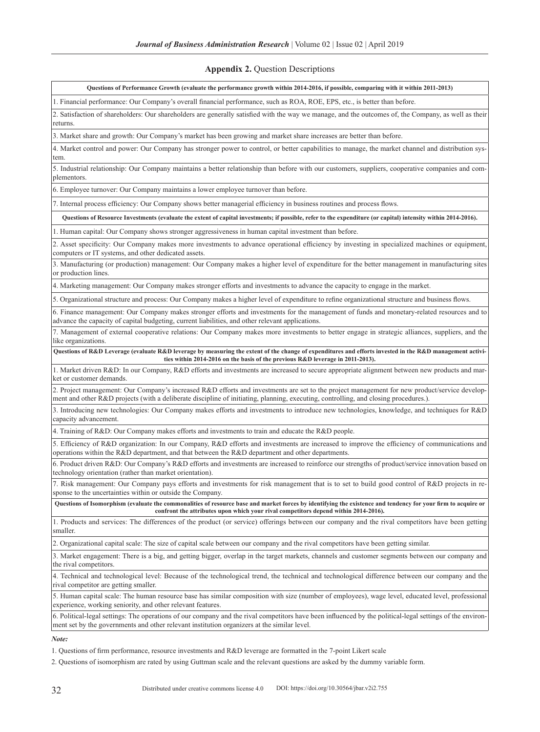**Appendix 2.** Question Descriptions

| **Questions of Performance Growth (evaluate the performance growth within 2014-2016, if possible, comparing with it within 2011-2013)** |
|---|
| 1. Financial performance: Our Company's overall financial performance, such as ROA, ROE, EPS, etc., is better than before. |
| 2. Satisfaction of shareholders: Our shareholders are generally satisfied with the way we manage, and the outcomes of, the Company, as well as their returns. |
| 3. Market share and growth: Our Company's market has been growing and market share increases are better than before. |
| 4. Market control and power: Our Company has stronger power to control, or better capabilities to manage, the market channel and distribution system. |
| 5. Industrial relationship: Our Company maintains a better relationship than before with our customers, suppliers, cooperative companies and complementors. |
| 6. Employee turnover: Our Company maintains a lower employee turnover than before. |
| 7. Internal process efficiency: Our Company shows better managerial efficiency in business routines and process flows. |
| **Questions of Resource Investments (evaluate the extent of capital investments; if possible, refer to the expenditure (or capital) intensity within 2014-2016).** |
| 1. Human capital: Our Company shows stronger aggressiveness in human capital investment than before. |
| 2. Asset specificity: Our Company makes more investments to advance operational efficiency by investing in specialized machines or equipment, computers or IT systems, and other dedicated assets. |
| 3. Manufacturing (or production) management: Our Company makes a higher level of expenditure for the better management in manufacturing sites or production lines. |
| 4. Marketing management: Our Company makes stronger efforts and investments to advance the capacity to engage in the market. |
| 5. Organizational structure and process: Our Company makes a higher level of expenditure to refine organizational structure and business flows. |
| 6. Finance management: Our Company makes stronger efforts and investments for the management of funds and monetary-related resources and to advance the capacity of capital budgeting, current liabilities, and other relevant applications. |
| 7. Management of external cooperative relations: Our Company makes more investments to better engage in strategic alliances, suppliers, and the like organizations. |
| **Questions of R&D Leverage (evaluate R&D leverage by measuring the extent of the change of expenditures and efforts invested in the R&D management activities within 2014-2016 on the basis of the previous R&D leverage in 2011-2013).** |
| 1. Market driven R&D: In our Company, R&D efforts and investments are increased to secure appropriate alignment between new products and market or customer demands. |
| 2. Project management: Our Company's increased R&D efforts and investments are set to the project management for new product/service development and other R&D projects (with a deliberate discipline of initiating, planning, executing, controlling, and closing procedures.). |
| 3. Introducing new technologies: Our Company makes efforts and investments to introduce new technologies, knowledge, and techniques for R&D capacity advancement. |
| 4. Training of R&D: Our Company makes efforts and investments to train and educate the R&D people. |
| 5. Efficiency of R&D organization: In our Company, R&D efforts and investments are increased to improve the efficiency of communications and operations within the R&D department, and that between the R&D department and other departments. |
| 6. Product driven R&D: Our Company's R&D efforts and investments are increased to reinforce our strengths of product/service innovation based on technology orientation (rather than market orientation). |
| 7. Risk management: Our Company pays efforts and investments for risk management that is to set to build good control of R&D projects in response to the uncertainties within or outside the Company. |
| **Questions of Isomorphism (evaluate the commonalities of resource base and market forces by identifying the existence and tendency for your firm to acquire or confront the attributes upon which your rival competitors depend within 2014-2016).** |
| 1. Products and services: The differences of the product (or service) offerings between our company and the rival competitors have been getting smaller. |
| 2. Organizational capital scale: The size of capital scale between our company and the rival competitors have been getting similar. |
| 3. Market engagement: There is a big, and getting bigger, overlap in the target markets, channels and customer segments between our company and the rival competitors. |
| 4. Technical and technological level: Because of the technological trend, the technical and technological difference between our company and the rival competitor are getting smaller. |
| 5. Human capital scale: The human resource base has similar composition with size (number of employees), wage level, educated level, professional experience, working seniority, and other relevant features. |
| 6. Political-legal settings: The operations of our company and the rival competitors have been influenced by the political-legal settings of the environment set by the governments and other relevant institution organizers at the similar level. |

***Note:***

1. Questions of firm performance, resource investments and R&D leverage are formatted in the 7-point Likert scale

2. Questions of isomorphism are rated by using Guttman scale and the relevant questions are asked by the dummy variable form.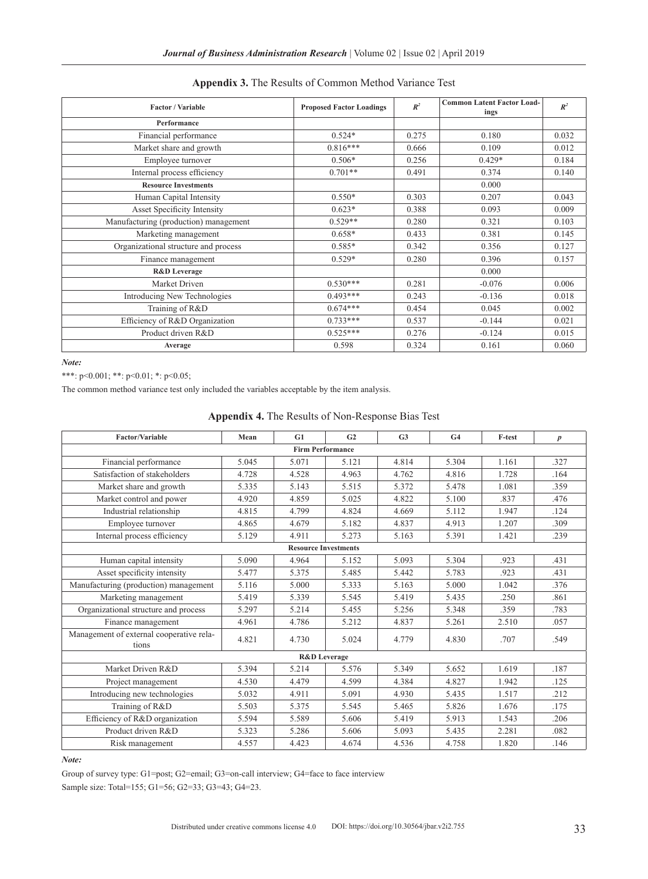**Appendix 3.** The Results of Common Method Variance Test

| Factor / Variable | Proposed Factor Loadings | $R^2$ | Common Latent Factor Loadings | $R^2$ |
|---|---|---|---|---|
| **Performance** | | | | |
| Financial performance | 0.524* | 0.275 | 0.180 | 0.032 |
| Market share and growth | 0.816*** | 0.666 | 0.109 | 0.012 |
| Employee turnover | 0.506* | 0.256 | 0.429* | 0.184 |
| Internal process efficiency | 0.701** | 0.491 | 0.374 | 0.140 |
| **Resource Investments** | | | 0.000 | |
| Human Capital Intensity | 0.550* | 0.303 | 0.207 | 0.043 |
| Asset Specificity Intensity | 0.623* | 0.388 | 0.093 | 0.009 |
| Manufacturing (production) management | 0.529** | 0.280 | 0.321 | 0.103 |
| Marketing management | 0.658* | 0.433 | 0.381 | 0.145 |
| Organizational structure and process | 0.585* | 0.342 | 0.356 | 0.127 |
| Finance management | 0.529* | 0.280 | 0.396 | 0.157 |
| **R&D Leverage** | | | 0.000 | |
| Market Driven | 0.530*** | 0.281 | -0.076 | 0.006 |
| Introducing New Technologies | 0.493*** | 0.243 | -0.136 | 0.018 |
| Training of R&D | 0.674*** | 0.454 | 0.045 | 0.002 |
| Efficiency of R&D Organization | 0.733*** | 0.537 | -0.144 | 0.021 |
| Product driven R&D | 0.525*** | 0.276 | -0.124 | 0.015 |
| **Average** | 0.598 | 0.324 | 0.161 | 0.060 |

*Note:*

***: $p<0.001$; **: $p<0.01$; *: $p<0.05$;

The common method variance test only included the variables acceptable by the item analysis.

**Appendix 4.** The Results of Non-Response Bias Test

| Factor/Variable | Mean | G1 | G2 | G3 | G4 | F-test | *p* |
|---|---|---|---|---|---|---|---|
| **Firm Performance** | | | | | | | |
| Financial performance | 5.045 | 5.071 | 5.121 | 4.814 | 5.304 | 1.161 | .327 |
| Satisfaction of stakeholders | 4.728 | 4.528 | 4.963 | 4.762 | 4.816 | 1.728 | .164 |
| Market share and growth | 5.335 | 5.143 | 5.515 | 5.372 | 5.478 | 1.081 | .359 |
| Market control and power | 4.920 | 4.859 | 5.025 | 4.822 | 5.100 | .837 | .476 |
| Industrial relationship | 4.815 | 4.799 | 4.824 | 4.669 | 5.112 | 1.947 | .124 |
| Employee turnover | 4.865 | 4.679 | 5.182 | 4.837 | 4.913 | 1.207 | .309 |
| Internal process efficiency | 5.129 | 4.911 | 5.273 | 5.163 | 5.391 | 1.421 | .239 |
| **Resource Investments** | | | | | | | |
| Human capital intensity | 5.090 | 4.964 | 5.152 | 5.093 | 5.304 | .923 | .431 |
| Asset specificity intensity | 5.477 | 5.375 | 5.485 | 5.442 | 5.783 | .923 | .431 |
| Manufacturing (production) management | 5.116 | 5.000 | 5.333 | 5.163 | 5.000 | 1.042 | .376 |
| Marketing management | 5.419 | 5.339 | 5.545 | 5.419 | 5.435 | .250 | .861 |
| Organizational structure and process | 5.297 | 5.214 | 5.455 | 5.256 | 5.348 | .359 | .783 |
| Finance management | 4.961 | 4.786 | 5.212 | 4.837 | 5.261 | 2.510 | .057 |
| Management of external cooperative relations | 4.821 | 4.730 | 5.024 | 4.779 | 4.830 | .707 | .549 |
| **R&D Leverage** | | | | | | | |
| Market Driven R&D | 5.394 | 5.214 | 5.576 | 5.349 | 5.652 | 1.619 | .187 |
| Project management | 4.530 | 4.479 | 4.599 | 4.384 | 4.827 | 1.942 | .125 |
| Introducing new technologies | 5.032 | 4.911 | 5.091 | 4.930 | 5.435 | 1.517 | .212 |
| Training of R&D | 5.503 | 5.375 | 5.545 | 5.465 | 5.826 | 1.676 | .175 |
| Efficiency of R&D organization | 5.594 | 5.589 | 5.606 | 5.419 | 5.913 | 1.543 | .206 |
| Product driven R&D | 5.323 | 5.286 | 5.606 | 5.093 | 5.435 | 2.281 | .082 |
| Risk management | 4.557 | 4.423 | 4.674 | 4.536 | 4.758 | 1.820 | .146 |

*Note:*

Group of survey type: G1=post; G2=email; G3=on-call interview; G4=face to face interview

Sample size: Total=155; G1=56; G2=33; G3=43; G4=23.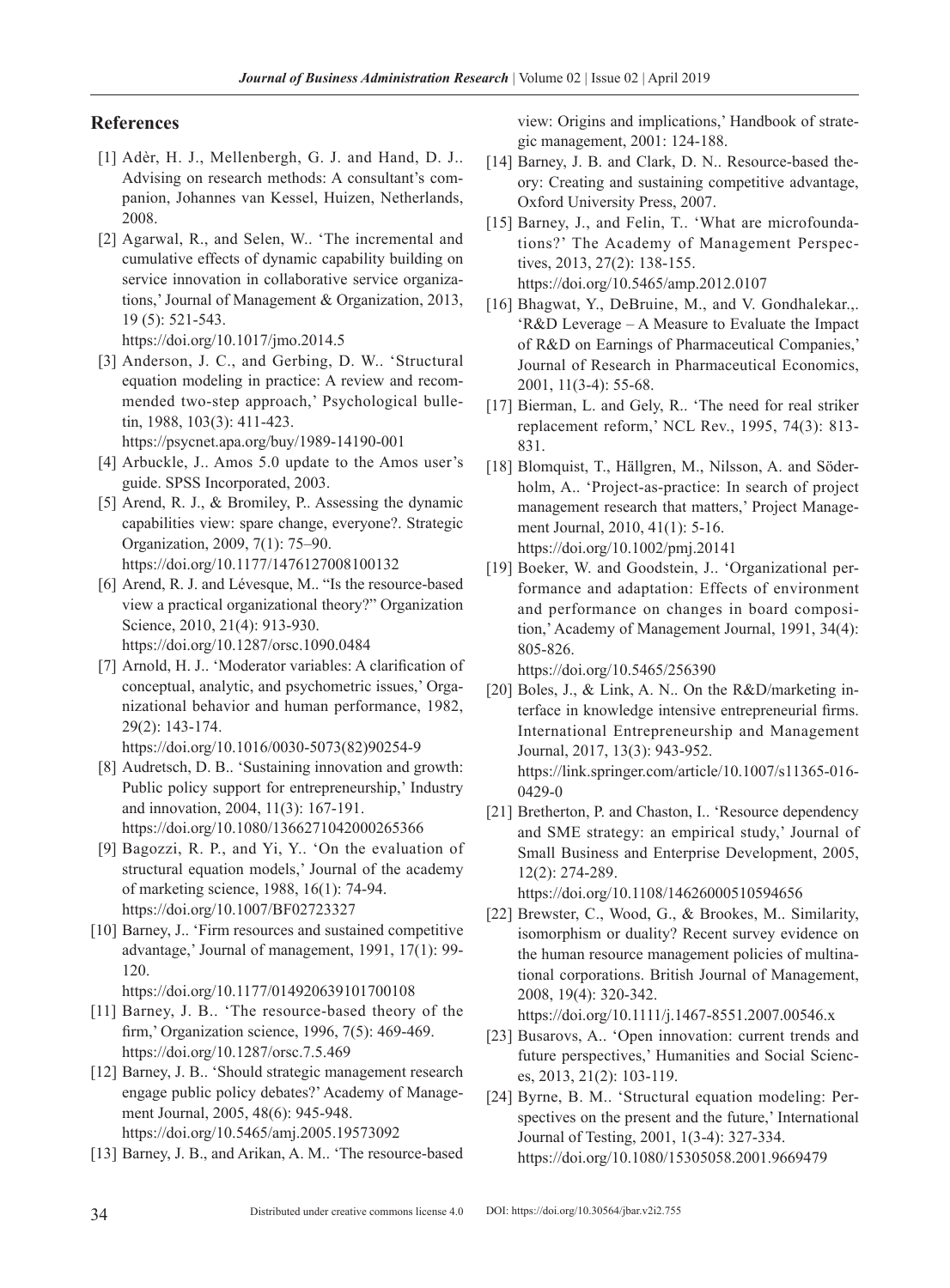## References

[1] Adèr, H. J., Mellenbergh, G. J. and Hand, D. J.. Advising on research methods: A consultant's companion, Johannes van Kessel, Huizen, Netherlands, 2008.

[2] Agarwal, R., and Selen, W.. 'The incremental and cumulative effects of dynamic capability building on service innovation in collaborative service organizations,' Journal of Management & Organization, 2013, 19 (5): 521-543.
https://doi.org/10.1017/jmo.2014.5

[3] Anderson, J. C., and Gerbing, D. W.. 'Structural equation modeling in practice: A review and recommended two-step approach,' Psychological bulletin, 1988, 103(3): 411-423.
https://psycnet.apa.org/buy/1989-14190-001

[4] Arbuckle, J.. Amos 5.0 update to the Amos user's guide. SPSS Incorporated, 2003.

[5] Arend, R. J., & Bromiley, P.. Assessing the dynamic capabilities view: spare change, everyone?. Strategic Organization, 2009, 7(1): 75–90.
https://doi.org/10.1177/1476127008100132

[6] Arend, R. J. and Lévesque, M.. "Is the resource-based view a practical organizational theory?" Organization Science, 2010, 21(4): 913-930.
https://doi.org/10.1287/orsc.1090.0484

[7] Arnold, H. J.. 'Moderator variables: A clarification of conceptual, analytic, and psychometric issues,' Organizational behavior and human performance, 1982, 29(2): 143-174.
https://doi.org/10.1016/0030-5073(82)90254-9

[8] Audretsch, D. B.. 'Sustaining innovation and growth: Public policy support for entrepreneurship,' Industry and innovation, 2004, 11(3): 167-191.
https://doi.org/10.1080/1366271042000265366

[9] Bagozzi, R. P., and Yi, Y.. 'On the evaluation of structural equation models,' Journal of the academy of marketing science, 1988, 16(1): 74-94.
https://doi.org/10.1007/BF02723327

[10] Barney, J.. 'Firm resources and sustained competitive advantage,' Journal of management, 1991, 17(1): 99-120.
https://doi.org/10.1177/014920639101700108

[11] Barney, J. B.. 'The resource-based theory of the firm,' Organization science, 1996, 7(5): 469-469.
https://doi.org/10.1287/orsc.7.5.469

[12] Barney, J. B.. 'Should strategic management research engage public policy debates?' Academy of Management Journal, 2005, 48(6): 945-948.
https://doi.org/10.5465/amj.2005.19573092

[13] Barney, J. B., and Arikan, A. M.. 'The resource-based view: Origins and implications,' Handbook of strategic management, 2001: 124-188.

[14] Barney, J. B. and Clark, D. N.. Resource-based theory: Creating and sustaining competitive advantage, Oxford University Press, 2007.

[15] Barney, J., and Felin, T.. 'What are microfoundations?' The Academy of Management Perspectives, 2013, 27(2): 138-155.
https://doi.org/10.5465/amp.2012.0107

[16] Bhagwat, Y., DeBruine, M., and V. Gondhalekar.,. 'R&D Leverage – A Measure to Evaluate the Impact of R&D on Earnings of Pharmaceutical Companies,' Journal of Research in Pharmaceutical Economics, 2001, 11(3-4): 55-68.

[17] Bierman, L. and Gely, R.. 'The need for real striker replacement reform,' NCL Rev., 1995, 74(3): 813-831.

[18] Blomquist, T., Hällgren, M., Nilsson, A. and Söderholm, A.. 'Project-as-practice: In search of project management research that matters,' Project Management Journal, 2010, 41(1): 5-16.
https://doi.org/10.1002/pmj.20141

[19] Boeker, W. and Goodstein, J.. 'Organizational performance and adaptation: Effects of environment and performance on changes in board composition,' Academy of Management Journal, 1991, 34(4): 805-826.
https://doi.org/10.5465/256390

[20] Boles, J., & Link, A. N.. On the R&D/marketing interface in knowledge intensive entrepreneurial firms. International Entrepreneurship and Management Journal, 2017, 13(3): 943-952.
https://link.springer.com/article/10.1007/s11365-016-0429-0

[21] Bretherton, P. and Chaston, I.. 'Resource dependency and SME strategy: an empirical study,' Journal of Small Business and Enterprise Development, 2005, 12(2): 274-289.
https://doi.org/10.1108/14626000510594656

[22] Brewster, C., Wood, G., & Brookes, M.. Similarity, isomorphism or duality? Recent survey evidence on the human resource management policies of multinational corporations. British Journal of Management, 2008, 19(4): 320-342.
https://doi.org/10.1111/j.1467-8551.2007.00546.x

[23] Busarovs, A.. 'Open innovation: current trends and future perspectives,' Humanities and Social Sciences, 2013, 21(2): 103-119.

[24] Byrne, B. M.. 'Structural equation modeling: Perspectives on the present and the future,' International Journal of Testing, 2001, 1(3-4): 327-334.
https://doi.org/10.1080/15305058.2001.9669479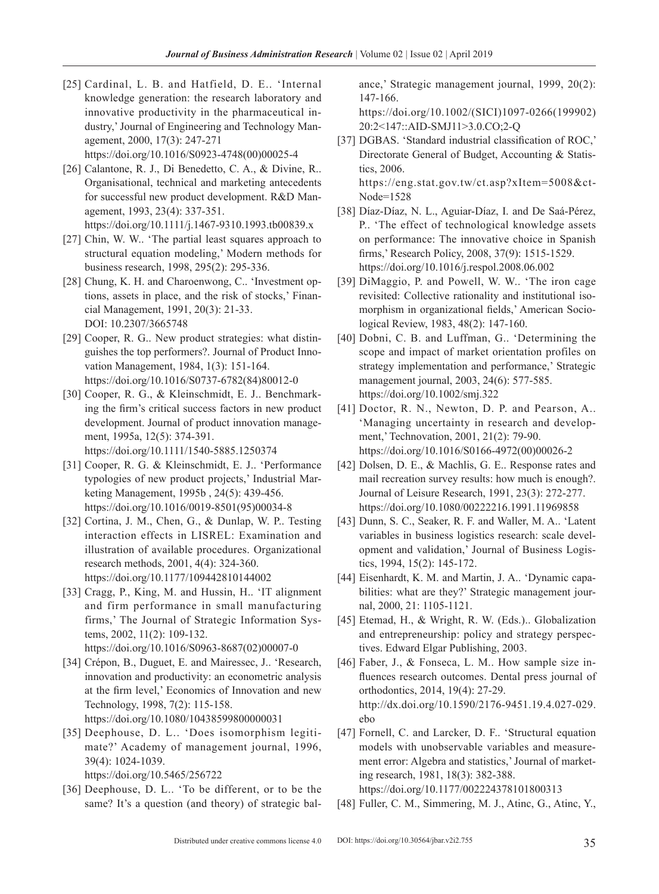[25] Cardinal, L. B. and Hatfield, D. E.. 'Internal knowledge generation: the research laboratory and innovative productivity in the pharmaceutical industry,' Journal of Engineering and Technology Management, 2000, 17(3): 247-271
https://doi.org/10.1016/S0923-4748(00)00025-4

[26] Calantone, R. J., Di Benedetto, C. A., & Divine, R.. Organisational, technical and marketing antecedents for successful new product development. R&D Management, 1993, 23(4): 337-351.
https://doi.org/10.1111/j.1467-9310.1993.tb00839.x

[27] Chin, W. W.. 'The partial least squares approach to structural equation modeling,' Modern methods for business research, 1998, 295(2): 295-336.

[28] Chung, K. H. and Charoenwong, C.. 'Investment options, assets in place, and the risk of stocks,' Financial Management, 1991, 20(3): 21-33.
DOI: 10.2307/3665748

[29] Cooper, R. G.. New product strategies: what distinguishes the top performers?. Journal of Product Innovation Management, 1984, 1(3): 151-164.
https://doi.org/10.1016/S0737-6782(84)80012-0

[30] Cooper, R. G., & Kleinschmidt, E. J.. Benchmarking the firm's critical success factors in new product development. Journal of product innovation management, 1995a, 12(5): 374-391.
https://doi.org/10.1111/1540-5885.1250374

[31] Cooper, R. G. & Kleinschmidt, E. J.. 'Performance typologies of new product projects,' Industrial Marketing Management, 1995b , 24(5): 439-456.
https://doi.org/10.1016/0019-8501(95)00034-8

[32] Cortina, J. M., Chen, G., & Dunlap, W. P.. Testing interaction effects in LISREL: Examination and illustration of available procedures. Organizational research methods, 2001, 4(4): 324-360.
https://doi.org/10.1177/109442810144002

[33] Cragg, P., King, M. and Hussin, H.. 'IT alignment and firm performance in small manufacturing firms,' The Journal of Strategic Information Systems, 2002, 11(2): 109-132.
https://doi.org/10.1016/S0963-8687(02)00007-0

[34] Crépon, B., Duguet, E. and Mairessec, J.. 'Research, innovation and productivity: an econometric analysis at the firm level,' Economics of Innovation and new Technology, 1998, 7(2): 115-158.
https://doi.org/10.1080/10438599800000031

[35] Deephouse, D. L.. 'Does isomorphism legitimate?' Academy of management journal, 1996, 39(4): 1024-1039.
https://doi.org/10.5465/256722

[36] Deephouse, D. L.. 'To be different, or to be the same? It's a question (and theory) of strategic balance,' Strategic management journal, 1999, 20(2): 147-166.
https://doi.org/10.1002/(SICI)1097-0266(199902)20:2<147::AID-SMJ11>3.0.CO;2-Q

[37] DGBAS. 'Standard industrial classification of ROC,' Directorate General of Budget, Accounting & Statistics, 2006.
https://eng.stat.gov.tw/ct.asp?xItem=5008&ctNode=1528

[38] Díaz-Díaz, N. L., Aguiar-Díaz, I. and De Saá-Pérez, P.. 'The effect of technological knowledge assets on performance: The innovative choice in Spanish firms,' Research Policy, 2008, 37(9): 1515-1529.
https://doi.org/10.1016/j.respol.2008.06.002

[39] DiMaggio, P. and Powell, W. W.. 'The iron cage revisited: Collective rationality and institutional isomorphism in organizational fields,' American Sociological Review, 1983, 48(2): 147-160.

[40] Dobni, C. B. and Luffman, G.. 'Determining the scope and impact of market orientation profiles on strategy implementation and performance,' Strategic management journal, 2003, 24(6): 577-585.
https://doi.org/10.1002/smj.322

[41] Doctor, R. N., Newton, D. P. and Pearson, A.. 'Managing uncertainty in research and development,' Technovation, 2001, 21(2): 79-90.
https://doi.org/10.1016/S0166-4972(00)00026-2

[42] Dolsen, D. E., & Machlis, G. E.. Response rates and mail recreation survey results: how much is enough?. Journal of Leisure Research, 1991, 23(3): 272-277.
https://doi.org/10.1080/00222216.1991.11969858

[43] Dunn, S. C., Seaker, R. F. and Waller, M. A.. 'Latent variables in business logistics research: scale development and validation,' Journal of Business Logistics, 1994, 15(2): 145-172.

[44] Eisenhardt, K. M. and Martin, J. A.. 'Dynamic capabilities: what are they?' Strategic management journal, 2000, 21: 1105-1121.

[45] Etemad, H., & Wright, R. W. (Eds.).. Globalization and entrepreneurship: policy and strategy perspectives. Edward Elgar Publishing, 2003.

[46] Faber, J., & Fonseca, L. M.. How sample size influences research outcomes. Dental press journal of orthodontics, 2014, 19(4): 27-29.
http://dx.doi.org/10.1590/2176-9451.19.4.027-029.ebo

[47] Fornell, C. and Larcker, D. F.. 'Structural equation models with unobservable variables and measurement error: Algebra and statistics,' Journal of marketing research, 1981, 18(3): 382-388.
https://doi.org/10.1177/002224378101800313

[48] Fuller, C. M., Simmering, M. J., Atinc, G., Atinc, Y.,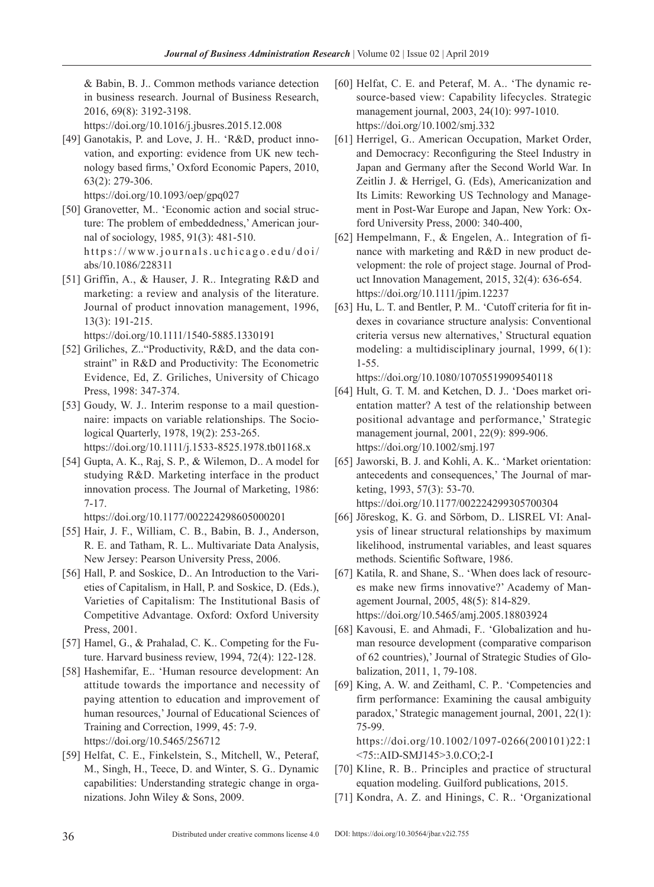& Babin, B. J.. Common methods variance detection in business research. Journal of Business Research, 2016, 69(8): 3192-3198.
https://doi.org/10.1016/j.jbusres.2015.12.008

[49] Ganotakis, P. and Love, J. H.. 'R&D, product innovation, and exporting: evidence from UK new technology based firms,' Oxford Economic Papers, 2010, 63(2): 279-306.
https://doi.org/10.1093/oep/gpq027

[50] Granovetter, M.. 'Economic action and social structure: The problem of embeddedness,' American journal of sociology, 1985, 91(3): 481-510.
https://www.journals.uchicago.edu/doi/abs/10.1086/228311

[51] Griffin, A., & Hauser, J. R.. Integrating R&D and marketing: a review and analysis of the literature. Journal of product innovation management, 1996, 13(3): 191-215.
https://doi.org/10.1111/1540-5885.1330191

[52] Griliches, Z.."Productivity, R&D, and the data constraint" in R&D and Productivity: The Econometric Evidence, Ed, Z. Griliches, University of Chicago Press, 1998: 347-374.

[53] Goudy, W. J.. Interim response to a mail questionnaire: impacts on variable relationships. The Sociological Quarterly, 1978, 19(2): 253-265.
https://doi.org/10.1111/j.1533-8525.1978.tb01168.x

[54] Gupta, A. K., Raj, S. P., & Wilemon, D.. A model for studying R&D. Marketing interface in the product innovation process. The Journal of Marketing, 1986: 7-17.
https://doi.org/10.1177/002224298605000201

[55] Hair, J. F., William, C. B., Babin, B. J., Anderson, R. E. and Tatham, R. L.. Multivariate Data Analysis, New Jersey: Pearson University Press, 2006.

[56] Hall, P. and Soskice, D.. An Introduction to the Varieties of Capitalism, in Hall, P. and Soskice, D. (Eds.), Varieties of Capitalism: The Institutional Basis of Competitive Advantage. Oxford: Oxford University Press, 2001.

[57] Hamel, G., & Prahalad, C. K.. Competing for the Future. Harvard business review, 1994, 72(4): 122-128.

[58] Hashemifar, E.. 'Human resource development: An attitude towards the importance and necessity of paying attention to education and improvement of human resources,' Journal of Educational Sciences of Training and Correction, 1999, 45: 7-9.
https://doi.org/10.5465/256712

[59] Helfat, C. E., Finkelstein, S., Mitchell, W., Peteraf, M., Singh, H., Teece, D. and Winter, S. G.. Dynamic capabilities: Understanding strategic change in organizations. John Wiley & Sons, 2009.

[60] Helfat, C. E. and Peteraf, M. A.. 'The dynamic resource-based view: Capability lifecycles. Strategic management journal, 2003, 24(10): 997-1010.
https://doi.org/10.1002/smj.332

[61] Herrigel, G.. American Occupation, Market Order, and Democracy: Reconfiguring the Steel Industry in Japan and Germany after the Second World War. In Zeitlin J. & Herrigel, G. (Eds), Americanization and Its Limits: Reworking US Technology and Management in Post-War Europe and Japan, New York: Oxford University Press, 2000: 340-400,

[62] Hempelmann, F., & Engelen, A.. Integration of finance with marketing and R&D in new product development: the role of project stage. Journal of Product Innovation Management, 2015, 32(4): 636-654.
https://doi.org/10.1111/jpim.12237

[63] Hu, L. T. and Bentler, P. M.. 'Cutoff criteria for fit indexes in covariance structure analysis: Conventional criteria versus new alternatives,' Structural equation modeling: a multidisciplinary journal, 1999, 6(1): 1-55.
https://doi.org/10.1080/10705519909540118

[64] Hult, G. T. M. and Ketchen, D. J.. 'Does market orientation matter? A test of the relationship between positional advantage and performance,' Strategic management journal, 2001, 22(9): 899-906.
https://doi.org/10.1002/smj.197

[65] Jaworski, B. J. and Kohli, A. K.. 'Market orientation: antecedents and consequences,' The Journal of marketing, 1993, 57(3): 53-70.
https://doi.org/10.1177/002224299305700304

[66] Jöreskog, K. G. and Sörbom, D.. LISREL VI: Analysis of linear structural relationships by maximum likelihood, instrumental variables, and least squares methods. Scientific Software, 1986.

[67] Katila, R. and Shane, S.. 'When does lack of resources make new firms innovative?' Academy of Management Journal, 2005, 48(5): 814-829.
https://doi.org/10.5465/amj.2005.18803924

[68] Kavousi, E. and Ahmadi, F.. 'Globalization and human resource development (comparative comparison of 62 countries),' Journal of Strategic Studies of Globalization, 2011, 1, 79-108.

[69] King, A. W. and Zeithaml, C. P.. 'Competencies and firm performance: Examining the causal ambiguity paradox,' Strategic management journal, 2001, 22(1): 75-99.
https://doi.org/10.1002/1097-0266(200101)22:1<75::AID-SMJ145>3.0.CO;2-I

[70] Kline, R. B.. Principles and practice of structural equation modeling. Guilford publications, 2015.

[71] Kondra, A. Z. and Hinings, C. R.. 'Organizational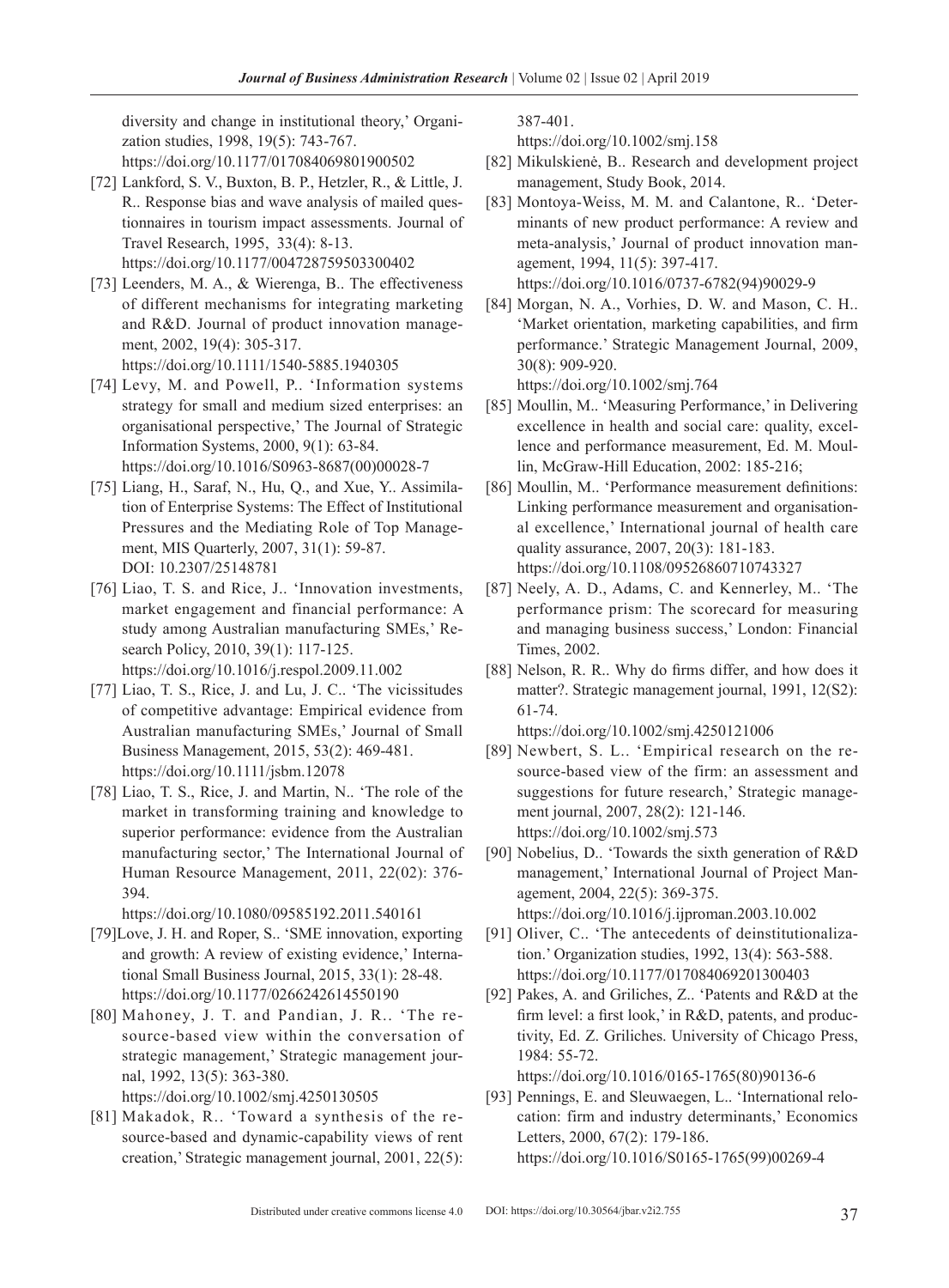diversity and change in institutional theory,' Organization studies, 1998, 19(5): 743-767.
https://doi.org/10.1177/017084069801900502

[72] Lankford, S. V., Buxton, B. P., Hetzler, R., & Little, J. R.. Response bias and wave analysis of mailed questionnaires in tourism impact assessments. Journal of Travel Research, 1995, 33(4): 8-13.
https://doi.org/10.1177/004728759503300402

[73] Leenders, M. A., & Wierenga, B.. The effectiveness of different mechanisms for integrating marketing and R&D. Journal of product innovation management, 2002, 19(4): 305-317.
https://doi.org/10.1111/1540-5885.1940305

[74] Levy, M. and Powell, P.. 'Information systems strategy for small and medium sized enterprises: an organisational perspective,' The Journal of Strategic Information Systems, 2000, 9(1): 63-84.
https://doi.org/10.1016/S0963-8687(00)00028-7

[75] Liang, H., Saraf, N., Hu, Q., and Xue, Y.. Assimilation of Enterprise Systems: The Effect of Institutional Pressures and the Mediating Role of Top Management, MIS Quarterly, 2007, 31(1): 59-87.
DOI: 10.2307/25148781

[76] Liao, T. S. and Rice, J.. 'Innovation investments, market engagement and financial performance: A study among Australian manufacturing SMEs,' Research Policy, 2010, 39(1): 117-125.
https://doi.org/10.1016/j.respol.2009.11.002

[77] Liao, T. S., Rice, J. and Lu, J. C.. 'The vicissitudes of competitive advantage: Empirical evidence from Australian manufacturing SMEs,' Journal of Small Business Management, 2015, 53(2): 469-481.
https://doi.org/10.1111/jsbm.12078

[78] Liao, T. S., Rice, J. and Martin, N.. 'The role of the market in transforming training and knowledge to superior performance: evidence from the Australian manufacturing sector,' The International Journal of Human Resource Management, 2011, 22(02): 376-394.
https://doi.org/10.1080/09585192.2011.540161

[79]Love, J. H. and Roper, S.. 'SME innovation, exporting and growth: A review of existing evidence,' International Small Business Journal, 2015, 33(1): 28-48.
https://doi.org/10.1177/0266242614550190

[80] Mahoney, J. T. and Pandian, J. R.. 'The resource-based view within the conversation of strategic management,' Strategic management journal, 1992, 13(5): 363-380.
https://doi.org/10.1002/smj.4250130505

[81] Makadok, R.. 'Toward a synthesis of the resource-based and dynamic-capability views of rent creation,' Strategic management journal, 2001, 22(5): 387-401.
https://doi.org/10.1002/smj.158

[82] Mikulskienė, B.. Research and development project management, Study Book, 2014.

[83] Montoya-Weiss, M. M. and Calantone, R.. 'Determinants of new product performance: A review and meta-analysis,' Journal of product innovation management, 1994, 11(5): 397-417.
https://doi.org/10.1016/0737-6782(94)90029-9

[84] Morgan, N. A., Vorhies, D. W. and Mason, C. H.. 'Market orientation, marketing capabilities, and firm performance.' Strategic Management Journal, 2009, 30(8): 909-920.
https://doi.org/10.1002/smj.764

[85] Moullin, M.. 'Measuring Performance,' in Delivering excellence in health and social care: quality, excellence and performance measurement, Ed. M. Moullin, McGraw-Hill Education, 2002: 185-216;

[86] Moullin, M.. 'Performance measurement definitions: Linking performance measurement and organisational excellence,' International journal of health care quality assurance, 2007, 20(3): 181-183.
https://doi.org/10.1108/09526860710743327

[87] Neely, A. D., Adams, C. and Kennerley, M.. 'The performance prism: The scorecard for measuring and managing business success,' London: Financial Times, 2002.

[88] Nelson, R. R.. Why do firms differ, and how does it matter?. Strategic management journal, 1991, 12(S2): 61-74.
https://doi.org/10.1002/smj.4250121006

[89] Newbert, S. L.. 'Empirical research on the resource-based view of the firm: an assessment and suggestions for future research,' Strategic management journal, 2007, 28(2): 121-146.
https://doi.org/10.1002/smj.573

[90] Nobelius, D.. 'Towards the sixth generation of R&D management,' International Journal of Project Management, 2004, 22(5): 369-375.
https://doi.org/10.1016/j.ijproman.2003.10.002

[91] Oliver, C.. 'The antecedents of deinstitutionalization.' Organization studies, 1992, 13(4): 563-588.
https://doi.org/10.1177/017084069201300403

[92] Pakes, A. and Griliches, Z.. 'Patents and R&D at the firm level: a first look,' in R&D, patents, and productivity, Ed. Z. Griliches. University of Chicago Press, 1984: 55-72.
https://doi.org/10.1016/0165-1765(80)90136-6

[93] Pennings, E. and Sleuwaegen, L.. 'International relocation: firm and industry determinants,' Economics Letters, 2000, 67(2): 179-186.
https://doi.org/10.1016/S0165-1765(99)00269-4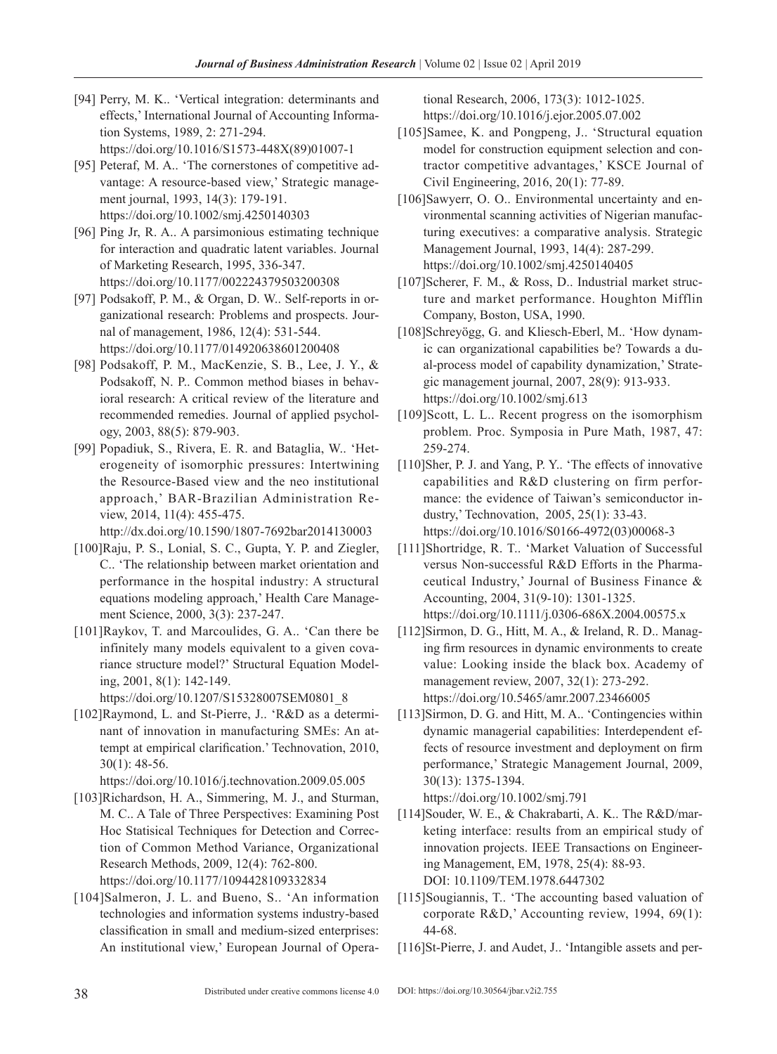[94] Perry, M. K.. 'Vertical integration: determinants and effects,' International Journal of Accounting Information Systems, 1989, 2: 271-294. https://doi.org/10.1016/S1573-448X(89)01007-1

[95] Peteraf, M. A.. 'The cornerstones of competitive advantage: A resource-based view,' Strategic management journal, 1993, 14(3): 179-191. https://doi.org/10.1002/smj.4250140303

[96] Ping Jr, R. A.. A parsimonious estimating technique for interaction and quadratic latent variables. Journal of Marketing Research, 1995, 336-347. https://doi.org/10.1177/002224379503200308

[97] Podsakoff, P. M., & Organ, D. W.. Self-reports in organizational research: Problems and prospects. Journal of management, 1986, 12(4): 531-544. https://doi.org/10.1177/014920638601200408

[98] Podsakoff, P. M., MacKenzie, S. B., Lee, J. Y., & Podsakoff, N. P.. Common method biases in behavioral research: A critical review of the literature and recommended remedies. Journal of applied psychology, 2003, 88(5): 879-903.

[99] Popadiuk, S., Rivera, E. R. and Bataglia, W.. 'Heterogeneity of isomorphic pressures: Intertwining the Resource-Based view and the neo institutional approach,' BAR-Brazilian Administration Review, 2014, 11(4): 455-475. http://dx.doi.org/10.1590/1807-7692bar2014130003

[100] Raju, P. S., Lonial, S. C., Gupta, Y. P. and Ziegler, C.. 'The relationship between market orientation and performance in the hospital industry: A structural equations modeling approach,' Health Care Management Science, 2000, 3(3): 237-247.

[101] Raykov, T. and Marcoulides, G. A.. 'Can there be infinitely many models equivalent to a given covariance structure model?' Structural Equation Modeling, 2001, 8(1): 142-149. https://doi.org/10.1207/S15328007SEM0801_8

[102] Raymond, L. and St-Pierre, J.. 'R&D as a determinant of innovation in manufacturing SMEs: An attempt at empirical clarification.' Technovation, 2010, 30(1): 48-56. https://doi.org/10.1016/j.technovation.2009.05.005

[103] Richardson, H. A., Simmering, M. J., and Sturman, M. C.. A Tale of Three Perspectives: Examining Post Hoc Statisical Techniques for Detection and Correction of Common Method Variance, Organizational Research Methods, 2009, 12(4): 762-800. https://doi.org/10.1177/1094428109332834

[104] Salmeron, J. L. and Bueno, S.. 'An information technologies and information systems industry-based classification in small and medium-sized enterprises: An institutional view,' European Journal of Operational Research, 2006, 173(3): 1012-1025. https://doi.org/10.1016/j.ejor.2005.07.002

[105] Samee, K. and Pongpeng, J.. 'Structural equation model for construction equipment selection and contractor competitive advantages,' KSCE Journal of Civil Engineering, 2016, 20(1): 77-89.

[106] Sawyerr, O. O.. Environmental uncertainty and environmental scanning activities of Nigerian manufacturing executives: a comparative analysis. Strategic Management Journal, 1993, 14(4): 287-299. https://doi.org/10.1002/smj.4250140405

[107] Scherer, F. M., & Ross, D.. Industrial market structure and market performance. Houghton Mifflin Company, Boston, USA, 1990.

[108] Schreyögg, G. and Kliesch-Eberl, M.. 'How dynamic can organizational capabilities be? Towards a dual-process model of capability dynamization,' Strategic management journal, 2007, 28(9): 913-933. https://doi.org/10.1002/smj.613

[109] Scott, L. L.. Recent progress on the isomorphism problem. Proc. Symposia in Pure Math, 1987, 47: 259-274.

[110] Sher, P. J. and Yang, P. Y.. 'The effects of innovative capabilities and R&D clustering on firm performance: the evidence of Taiwan's semiconductor industry,' Technovation, 2005, 25(1): 33-43. https://doi.org/10.1016/S0166-4972(03)00068-3

[111] Shortridge, R. T.. 'Market Valuation of Successful versus Non-successful R&D Efforts in the Pharmaceutical Industry,' Journal of Business Finance & Accounting, 2004, 31(9-10): 1301-1325. https://doi.org/10.1111/j.0306-686X.2004.00575.x

[112] Sirmon, D. G., Hitt, M. A., & Ireland, R. D.. Managing firm resources in dynamic environments to create value: Looking inside the black box. Academy of management review, 2007, 32(1): 273-292. https://doi.org/10.5465/amr.2007.23466005

[113] Sirmon, D. G. and Hitt, M. A.. 'Contingencies within dynamic managerial capabilities: Interdependent effects of resource investment and deployment on firm performance,' Strategic Management Journal, 2009, 30(13): 1375-1394. https://doi.org/10.1002/smj.791

[114] Souder, W. E., & Chakrabarti, A. K.. The R&D/marketing interface: results from an empirical study of innovation projects. IEEE Transactions on Engineering Management, EM, 1978, 25(4): 88-93. DOI: 10.1109/TEM.1978.6447302

[115] Sougiannis, T.. 'The accounting based valuation of corporate R&D,' Accounting review, 1994, 69(1): 44-68.

[116] St-Pierre, J. and Audet, J.. 'Intangible assets and per-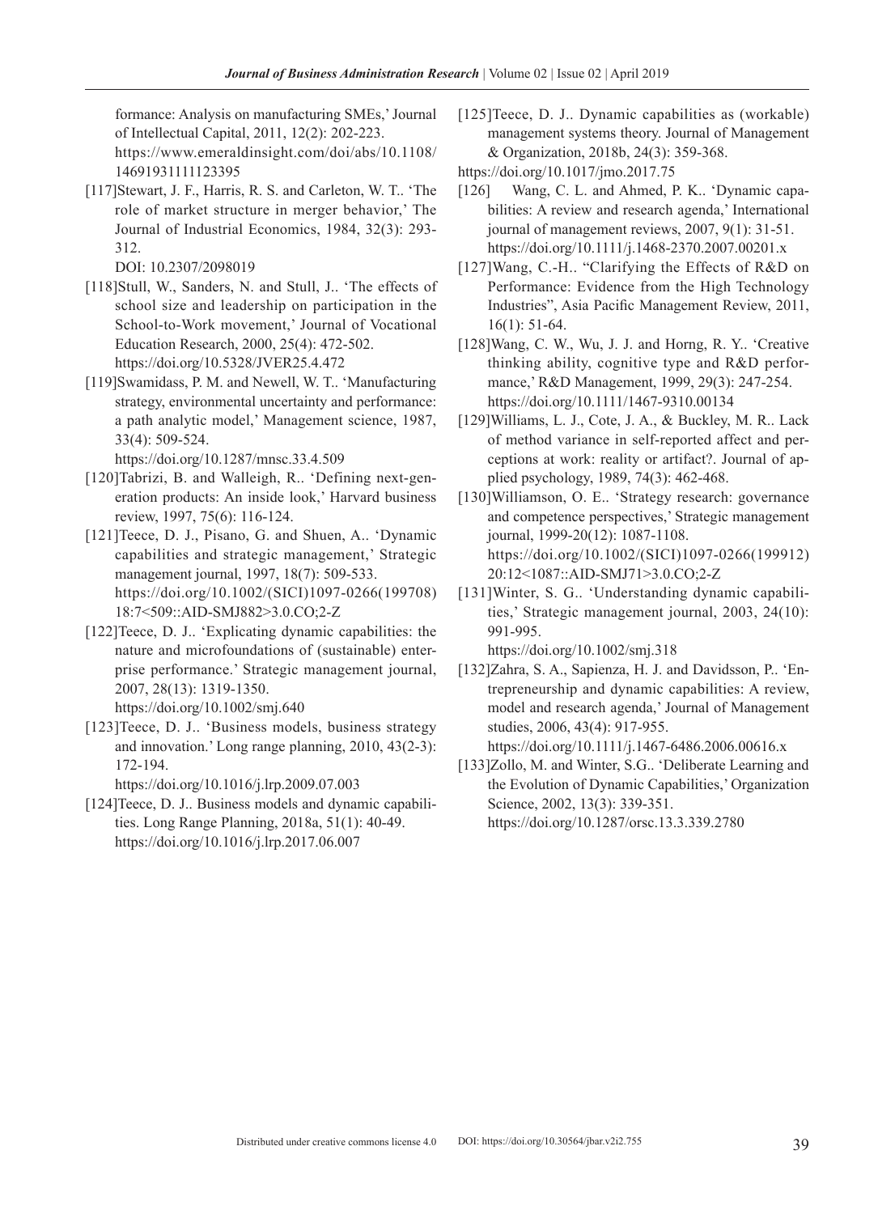formance: Analysis on manufacturing SMEs,' Journal of Intellectual Capital, 2011, 12(2): 202-223. https://www.emeraldinsight.com/doi/abs/10.1108/14691931111123395

[117]Stewart, J. F., Harris, R. S. and Carleton, W. T.. 'The role of market structure in merger behavior,' The Journal of Industrial Economics, 1984, 32(3): 293-312.
DOI: 10.2307/2098019

[118]Stull, W., Sanders, N. and Stull, J.. 'The effects of school size and leadership on participation in the School-to-Work movement,' Journal of Vocational Education Research, 2000, 25(4): 472-502.
https://doi.org/10.5328/JVER25.4.472

[119]Swamidass, P. M. and Newell, W. T.. 'Manufacturing strategy, environmental uncertainty and performance: a path analytic model,' Management science, 1987, 33(4): 509-524.
https://doi.org/10.1287/mnsc.33.4.509

[120]Tabrizi, B. and Walleigh, R.. 'Defining next-generation products: An inside look,' Harvard business review, 1997, 75(6): 116-124.

[121]Teece, D. J., Pisano, G. and Shuen, A.. 'Dynamic capabilities and strategic management,' Strategic management journal, 1997, 18(7): 509-533.
https://doi.org/10.1002/(SICI)1097-0266(199708)18:7<509::AID-SMJ882>3.0.CO;2-Z

[122]Teece, D. J.. 'Explicating dynamic capabilities: the nature and microfoundations of (sustainable) enterprise performance.' Strategic management journal, 2007, 28(13): 1319-1350.
https://doi.org/10.1002/smj.640

[123]Teece, D. J.. 'Business models, business strategy and innovation.' Long range planning, 2010, 43(2-3): 172-194.
https://doi.org/10.1016/j.lrp.2009.07.003

[124]Teece, D. J.. Business models and dynamic capabilities. Long Range Planning, 2018a, 51(1): 40-49.
https://doi.org/10.1016/j.lrp.2017.06.007

[125]Teece, D. J.. Dynamic capabilities as (workable) management systems theory. Journal of Management & Organization, 2018b, 24(3): 359-368.
https://doi.org/10.1017/jmo.2017.75

[126] Wang, C. L. and Ahmed, P. K.. 'Dynamic capabilities: A review and research agenda,' International journal of management reviews, 2007, 9(1): 31-51.
https://doi.org/10.1111/j.1468-2370.2007.00201.x

[127]Wang, C.-H.. "Clarifying the Effects of R&D on Performance: Evidence from the High Technology Industries", Asia Pacific Management Review, 2011, 16(1): 51-64.

[128]Wang, C. W., Wu, J. J. and Horng, R. Y.. 'Creative thinking ability, cognitive type and R&D performance,' R&D Management, 1999, 29(3): 247-254.
https://doi.org/10.1111/1467-9310.00134

[129]Williams, L. J., Cote, J. A., & Buckley, M. R.. Lack of method variance in self-reported affect and perceptions at work: reality or artifact?. Journal of applied psychology, 1989, 74(3): 462-468.

[130]Williamson, O. E.. 'Strategy research: governance and competence perspectives,' Strategic management journal, 1999-20(12): 1087-1108.
https://doi.org/10.1002/(SICI)1097-0266(199912)20:12<1087::AID-SMJ71>3.0.CO;2-Z

[131]Winter, S. G.. 'Understanding dynamic capabilities,' Strategic management journal, 2003, 24(10): 991-995.
https://doi.org/10.1002/smj.318

[132]Zahra, S. A., Sapienza, H. J. and Davidsson, P.. 'Entrepreneurship and dynamic capabilities: A review, model and research agenda,' Journal of Management studies, 2006, 43(4): 917-955.
https://doi.org/10.1111/j.1467-6486.2006.00616.x

[133]Zollo, M. and Winter, S.G.. 'Deliberate Learning and the Evolution of Dynamic Capabilities,' Organization Science, 2002, 13(3): 339-351.
https://doi.org/10.1287/orsc.13.3.339.2780